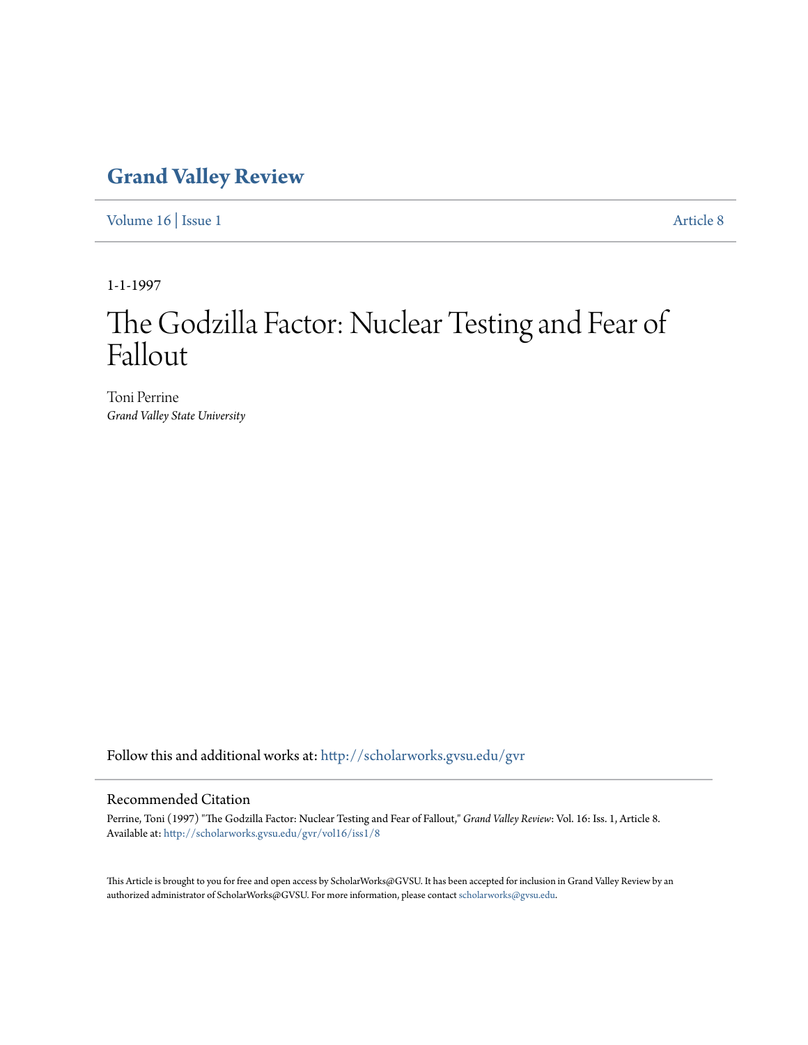# Grand Valley Review

Volume 16 | Issue 1 Article 8

1-1-1997

# The Godzilla Factor: Nuclear Testing and Fear of Fallout

Toni Perrine
*Grand Valley State University*

Follow this and additional works at: http://scholarworks.gvsu.edu/gvr

## Recommended Citation

Perrine, Toni (1997) "The Godzilla Factor: Nuclear Testing and Fear of Fallout," *Grand Valley Review*: Vol. 16: Iss. 1, Article 8.
Available at: http://scholarworks.gvsu.edu/gvr/vol16/iss1/8

This Article is brought to you for free and open access by ScholarWorks@GVSU. It has been accepted for inclusion in Grand Valley Review by an authorized administrator of ScholarWorks@GVSU. For more information, please contact scholarworks@gvsu.edu.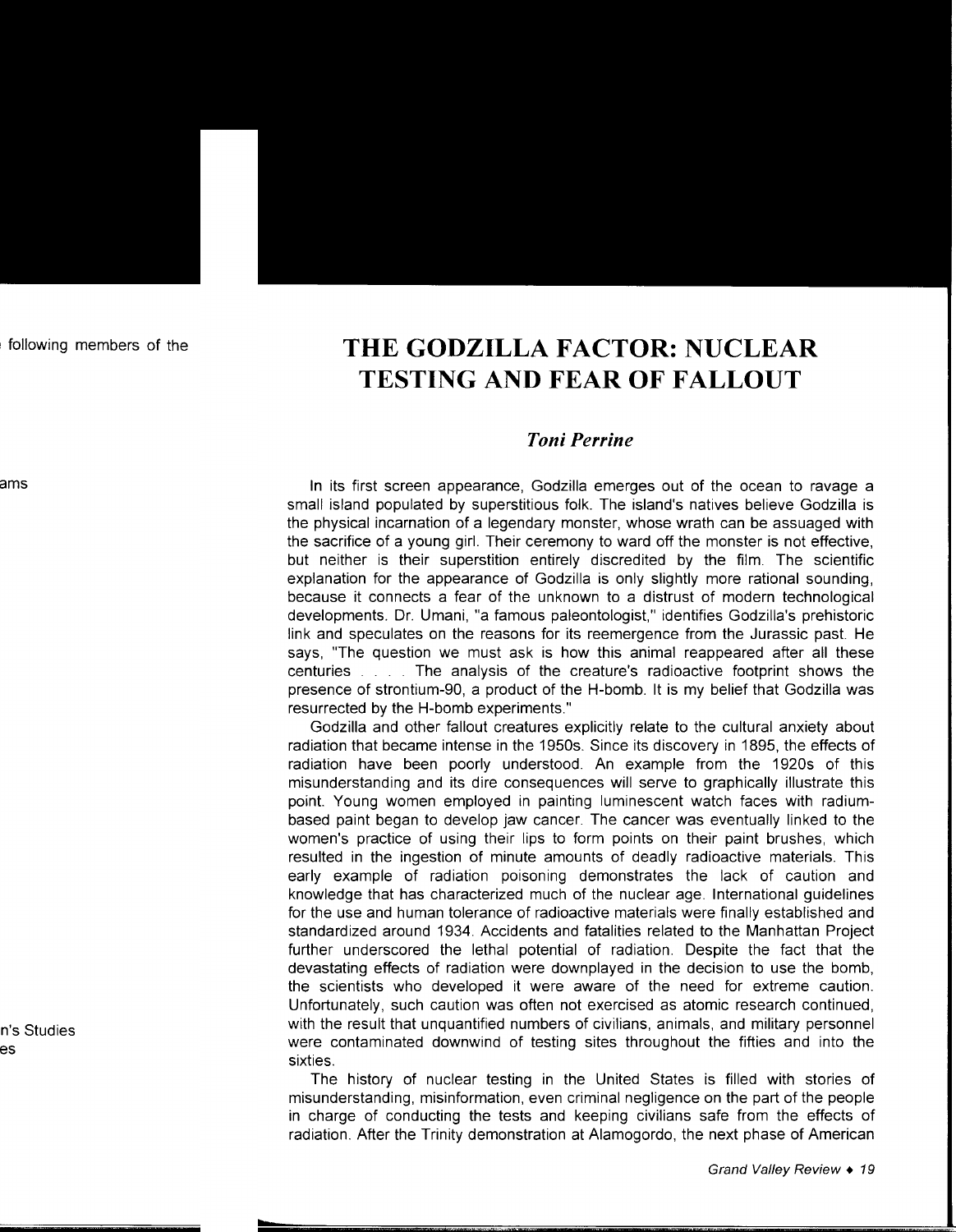# THE GODZILLA FACTOR: NUCLEAR TESTING AND FEAR OF FALLOUT

### *Toni Perrine*

In its first screen appearance, Godzilla emerges out of the ocean to ravage a small island populated by superstitious folk. The island's natives believe Godzilla is the physical incarnation of a legendary monster, whose wrath can be assuaged with the sacrifice of a young girl. Their ceremony to ward off the monster is not effective, but neither is their superstition entirely discredited by the film. The scientific explanation for the appearance of Godzilla is only slightly more rational sounding, because it connects a fear of the unknown to a distrust of modern technological developments. Dr. Umani, "a famous paleontologist," identifies Godzilla's prehistoric link and speculates on the reasons for its reemergence from the Jurassic past. He says, "The question we must ask is how this animal reappeared after all these centuries . . . . The analysis of the creature's radioactive footprint shows the presence of strontium-90, a product of the H-bomb. It is my belief that Godzilla was resurrected by the H-bomb experiments."

Godzilla and other fallout creatures explicitly relate to the cultural anxiety about radiation that became intense in the 1950s. Since its discovery in 1895, the effects of radiation have been poorly understood. An example from the 1920s of this misunderstanding and its dire consequences will serve to graphically illustrate this point. Young women employed in painting luminescent watch faces with radium-based paint began to develop jaw cancer. The cancer was eventually linked to the women's practice of using their lips to form points on their paint brushes, which resulted in the ingestion of minute amounts of deadly radioactive materials. This early example of radiation poisoning demonstrates the lack of caution and knowledge that has characterized much of the nuclear age. International guidelines for the use and human tolerance of radioactive materials were finally established and standardized around 1934. Accidents and fatalities related to the Manhattan Project further underscored the lethal potential of radiation. Despite the fact that the devastating effects of radiation were downplayed in the decision to use the bomb, the scientists who developed it were aware of the need for extreme caution. Unfortunately, such caution was often not exercised as atomic research continued, with the result that unquantified numbers of civilians, animals, and military personnel were contaminated downwind of testing sites throughout the fifties and into the sixties.

The history of nuclear testing in the United States is filled with stories of misunderstanding, misinformation, even criminal negligence on the part of the people in charge of conducting the tests and keeping civilians safe from the effects of radiation. After the Trinity demonstration at Alamogordo, the next phase of American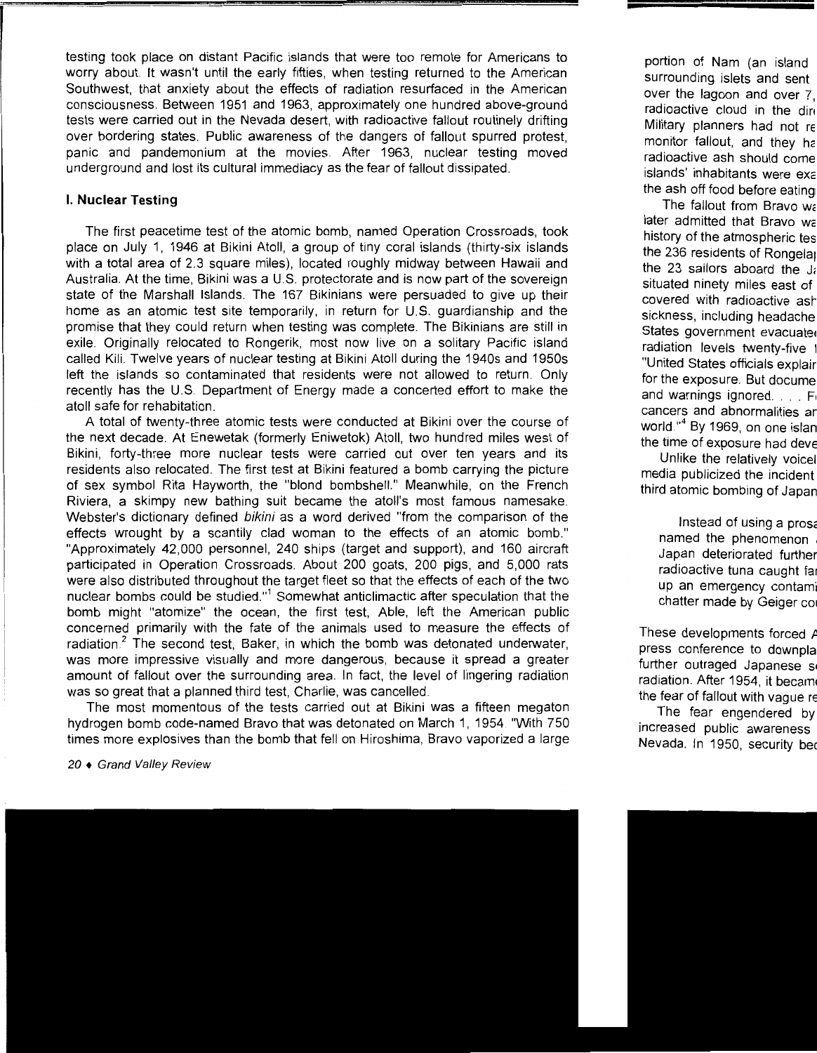testing took place on distant Pacific islands that were too remote for Americans to worry about. It wasn't until the early fifties, when testing returned to the American Southwest, that anxiety about the effects of radiation resurfaced in the American consciousness. Between 1951 and 1963, approximately one hundred above-ground tests were carried out in the Nevada desert, with radioactive fallout routinely drifting over bordering states. Public awareness of the dangers of fallout spurred protest, panic and pandemonium at the movies. After 1963, nuclear testing moved underground and lost its cultural immediacy as the fear of fallout dissipated.

## I. Nuclear Testing

The first peacetime test of the atomic bomb, named Operation Crossroads, took place on July 1, 1946 at Bikini Atoll, a group of tiny coral islands (thirty-six islands with a total area of 2.3 square miles), located roughly midway between Hawaii and Australia. At the time, Bikini was a U.S. protectorate and is now part of the sovereign state of the Marshall Islands. The 167 Bikinians were persuaded to give up their home as an atomic test site temporarily, in return for U.S. guardianship and the promise that they could return when testing was complete. The Bikinians are still in exile. Originally relocated to Rongerik, most now live on a solitary Pacific island called Kili. Twelve years of nuclear testing at Bikini Atoll during the 1940s and 1950s left the islands so contaminated that residents were not allowed to return. Only recently has the U.S. Department of Energy made a concerted effort to make the atoll safe for rehabitation.

A total of twenty-three atomic tests were conducted at Bikini over the course of the next decade. At Enewetak (formerly Eniwetok) Atoll, two hundred miles west of Bikini, forty-three more nuclear tests were carried out over ten years and its residents also relocated. The first test at Bikini featured a bomb carrying the picture of sex symbol Rita Hayworth, the "blond bombshell." Meanwhile, on the French Riviera, a skimpy new bathing suit became the atoll's most famous namesake. Webster's dictionary defined *bikini* as a word derived "from the comparison of the effects wrought by a scantily clad woman to the effects of an atomic bomb." "Approximately 42,000 personnel, 240 ships (target and support), and 160 aircraft participated in Operation Crossroads. About 200 goats, 200 pigs, and 5,000 rats were also distributed throughout the target fleet so that the effects of each of the two nuclear bombs could be studied."[1] Somewhat anticlimactic after speculation that the bomb might "atomize" the ocean, the first test, Able, left the American public concerned primarily with the fate of the animals used to measure the effects of radiation.[2] The second test, Baker, in which the bomb was detonated underwater, was more impressive visually and more dangerous, because it spread a greater amount of fallout over the surrounding area. In fact, the level of lingering radiation was so great that a planned third test, Charlie, was cancelled.

The most momentous of the tests carried out at Bikini was a fifteen megaton hydrogen bomb code-named Bravo that was detonated on March 1, 1954. "With 750 times more explosives than the bomb that fell on Hiroshima, Bravo vaporized a large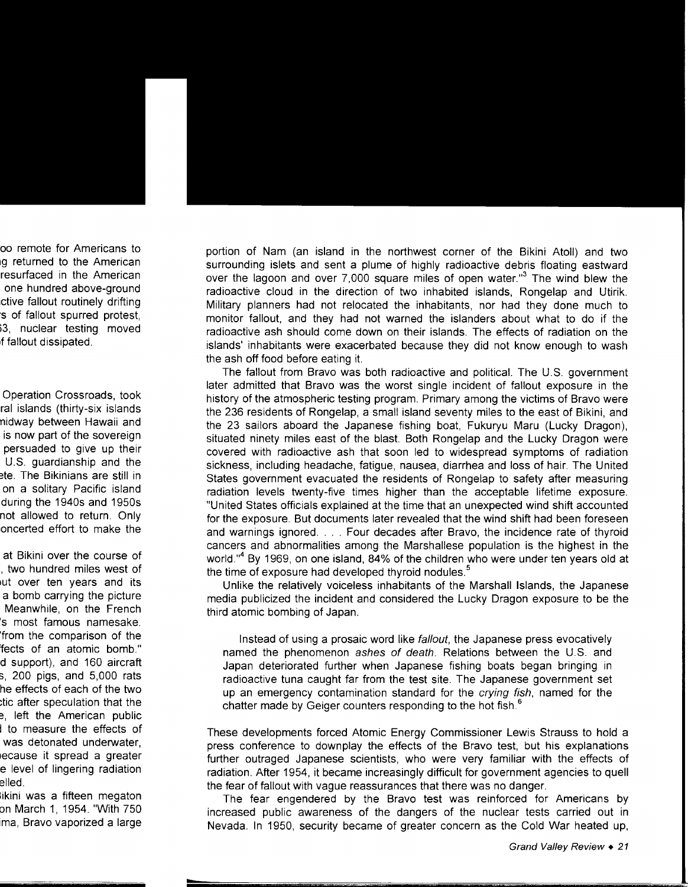portion of Nam (an island in the northwest corner of the Bikini Atoll) and two surrounding islets and sent a plume of highly radioactive debris floating eastward over the lagoon and over 7,000 square miles of open water."[3] The wind blew the radioactive cloud in the direction of two inhabited islands, Rongelap and Utirik. Military planners had not relocated the inhabitants, nor had they done much to monitor fallout, and they had not warned the islanders about what to do if the radioactive ash should come down on their islands. The effects of radiation on the islands' inhabitants were exacerbated because they did not know enough to wash the ash off food before eating it.

The fallout from Bravo was both radioactive and political. The U.S. government later admitted that Bravo was the worst single incident of fallout exposure in the history of the atmospheric testing program. Primary among the victims of Bravo were the 236 residents of Rongelap, a small island seventy miles to the east of Bikini, and the 23 sailors aboard the Japanese fishing boat, Fukuryu Maru (Lucky Dragon), situated ninety miles east of the blast. Both Rongelap and the Lucky Dragon were covered with radioactive ash that soon led to widespread symptoms of radiation sickness, including headache, fatigue, nausea, diarrhea and loss of hair. The United States government evacuated the residents of Rongelap to safety after measuring radiation levels twenty-five times higher than the acceptable lifetime exposure. "United States officials explained at the time that an unexpected wind shift accounted for the exposure. But documents later revealed that the wind shift had been foreseen and warnings ignored. . . . Four decades after Bravo, the incidence rate of thyroid cancers and abnormalities among the Marshallese population is the highest in the world."[4] By 1969, on one island, 84% of the children who were under ten years old at the time of exposure had developed thyroid nodules.[5]

Unlike the relatively voiceless inhabitants of the Marshall Islands, the Japanese media publicized the incident and considered the Lucky Dragon exposure to be the third atomic bombing of Japan.

> Instead of using a prosaic word like *fallout*, the Japanese press evocatively named the phenomenon *ashes of death*. Relations between the U.S. and Japan deteriorated further when Japanese fishing boats began bringing in radioactive tuna caught far from the test site. The Japanese government set up an emergency contamination standard for the *crying fish*, named for the chatter made by Geiger counters responding to the hot fish.[6]

These developments forced Atomic Energy Commissioner Lewis Strauss to hold a press conference to downplay the effects of the Bravo test, but his explanations further outraged Japanese scientists, who were very familiar with the effects of radiation. After 1954, it became increasingly difficult for government agencies to quell the fear of fallout with vague reassurances that there was no danger.

The fear engendered by the Bravo test was reinforced for Americans by increased public awareness of the dangers of the nuclear tests carried out in Nevada. In 1950, security became of greater concern as the Cold War heated up,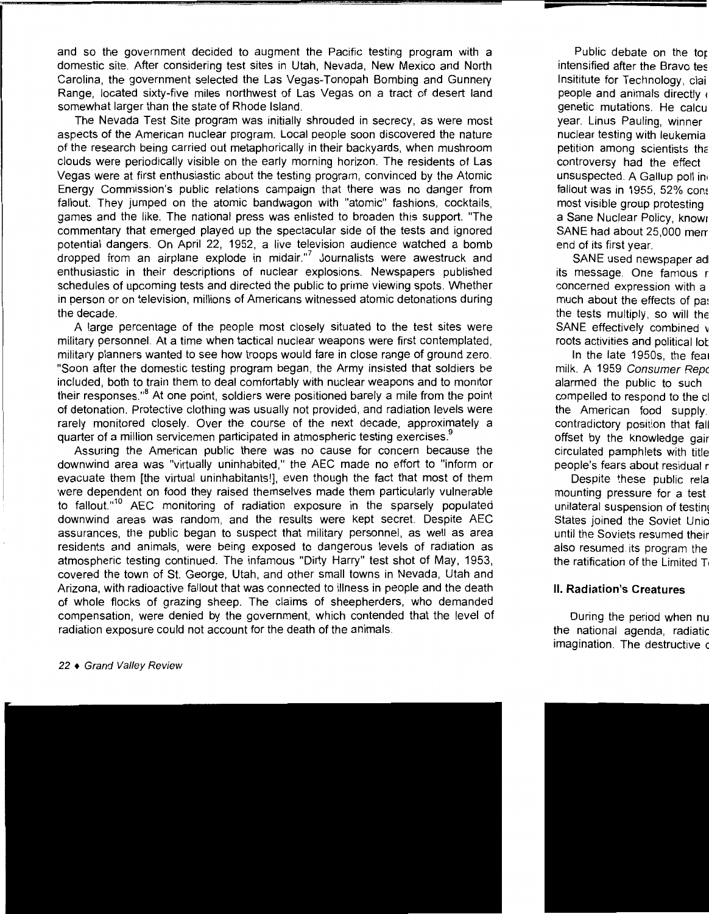and so the government decided to augment the Pacific testing program with a domestic site. After considering test sites in Utah, Nevada, New Mexico and North Carolina, the government selected the Las Vegas-Tonopah Bombing and Gunnery Range, located sixty-five miles northwest of Las Vegas on a tract of desert land somewhat larger than the state of Rhode Island.

The Nevada Test Site program was initially shrouded in secrecy, as were most aspects of the American nuclear program. Local people soon discovered the nature of the research being carried out metaphorically in their backyards, when mushroom clouds were periodically visible on the early morning horizon. The residents of Las Vegas were at first enthusiastic about the testing program, convinced by the Atomic Energy Commission's public relations campaign that there was no danger from fallout. They jumped on the atomic bandwagon with "atomic" fashions, cocktails, games and the like. The national press was enlisted to broaden this support. "The commentary that emerged played up the spectacular side of the tests and ignored potential dangers. On April 22, 1952, a live television audience watched a bomb dropped from an airplane explode in midair."[7] Journalists were awestruck and enthusiastic in their descriptions of nuclear explosions. Newspapers published schedules of upcoming tests and directed the public to prime viewing spots. Whether in person or on television, millions of Americans witnessed atomic detonations during the decade.

A large percentage of the people most closely situated to the test sites were military personnel. At a time when tactical nuclear weapons were first contemplated, military planners wanted to see how troops would fare in close range of ground zero. "Soon after the domestic testing program began, the Army insisted that soldiers be included, both to train them to deal comfortably with nuclear weapons and to monitor their responses."[8] At one point, soldiers were positioned barely a mile from the point of detonation. Protective clothing was usually not provided, and radiation levels were rarely monitored closely. Over the course of the next decade, approximately a quarter of a million servicemen participated in atmospheric testing exercises.[9]

Assuring the American public there was no cause for concern because the downwind area was "virtually uninhabited," the AEC made no effort to "inform or evacuate them [the virtual uninhabitants!], even though the fact that most of them were dependent on food they raised themselves made them particularly vulnerable to fallout."[10] AEC monitoring of radiation exposure in the sparsely populated downwind areas was random, and the results were kept secret. Despite AEC assurances, the public began to suspect that military personnel, as well as area residents and animals, were being exposed to dangerous levels of radiation as atmospheric testing continued. The infamous "Dirty Harry" test shot of May, 1953, covered the town of St. George, Utah, and other small towns in Nevada, Utah and Arizona, with radioactive fallout that was connected to illness in people and the death of whole flocks of grazing sheep. The claims of sheepherders, who demanded compensation, were denied by the government, which contended that the level of radiation exposure could not account for the death of the animals.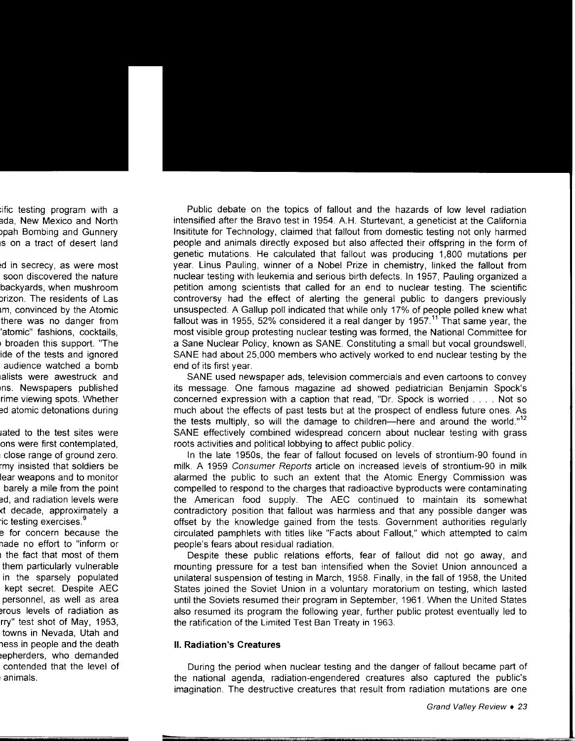Public debate on the topics of fallout and the hazards of low level radiation intensified after the Bravo test in 1954. A.H. Sturtevant, a geneticist at the California Insititute for Technology, claimed that fallout from domestic testing not only harmed people and animals directly exposed but also affected their offspring in the form of genetic mutations. He calculated that fallout was producing 1,800 mutations per year. Linus Pauling, winner of a Nobel Prize in chemistry, linked the fallout from nuclear testing with leukemia and serious birth defects. In 1957, Pauling organized a petition among scientists that called for an end to nuclear testing. The scientific controversy had the effect of alerting the general public to dangers previously unsuspected. A Gallup poll indicated that while only 17% of people polled knew what fallout was in 1955, 52% considered it a real danger by 1957.[11] That same year, the most visible group protesting nuclear testing was formed, the National Committee for a Sane Nuclear Policy, known as SANE. Constituting a small but vocal groundswell, SANE had about 25,000 members who actively worked to end nuclear testing by the end of its first year.

SANE used newspaper ads, television commercials and even cartoons to convey its message. One famous magazine ad showed pediatrician Benjamin Spock's concerned expression with a caption that read, "Dr. Spock is worried . . . . Not so much about the effects of past tests but at the prospect of endless future ones. As the tests multiply, so will the damage to children—here and around the world."[12] SANE effectively combined widespread concern about nuclear testing with grass roots activities and political lobbying to affect public policy.

In the late 1950s, the fear of fallout focused on levels of strontium-90 found in milk. A 1959 *Consumer Reports* article on increased levels of strontium-90 in milk alarmed the public to such an extent that the Atomic Energy Commission was compelled to respond to the charges that radioactive byproducts were contaminating the American food supply. The AEC continued to maintain its somewhat contradictory position that fallout was harmless and that any possible danger was offset by the knowledge gained from the tests. Government authorities regularly circulated pamphlets with titles like "Facts about Fallout," which attempted to calm people's fears about residual radiation.

Despite these public relations efforts, fear of fallout did not go away, and mounting pressure for a test ban intensified when the Soviet Union announced a unilateral suspension of testing in March, 1958. Finally, in the fall of 1958, the United States joined the Soviet Union in a voluntary moratorium on testing, which lasted until the Soviets resumed their program in September, 1961. When the United States also resumed its program the following year, further public protest eventually led to the ratification of the Limited Test Ban Treaty in 1963.

## II. Radiation's Creatures

During the period when nuclear testing and the danger of fallout became part of the national agenda, radiation-engendered creatures also captured the public's imagination. The destructive creatures that result from radiation mutations are one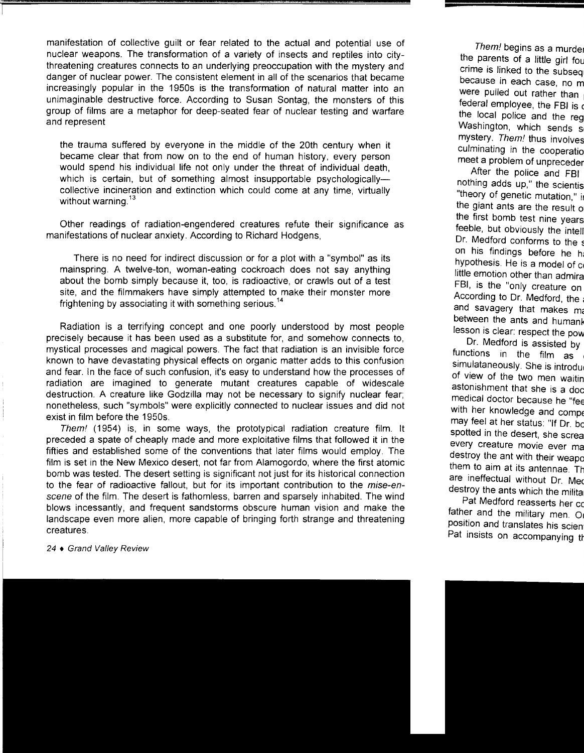manifestation of collective guilt or fear related to the actual and potential use of nuclear weapons. The transformation of a variety of insects and reptiles into city-threatening creatures connects to an underlying preoccupation with the mystery and danger of nuclear power. The consistent element in all of the scenarios that became increasingly popular in the 1950s is the transformation of natural matter into an unimaginable destructive force. According to Susan Sontag, the monsters of this group of films are a metaphor for deep-seated fear of nuclear testing and warfare and represent

> the trauma suffered by everyone in the middle of the 20th century when it became clear that from now on to the end of human history, every person would spend his individual life not only under the threat of individual death, which is certain, but of something almost insupportable psychologically—collective incineration and extinction which could come at any time, virtually without warning.[13]

Other readings of radiation-engendered creatures refute their significance as manifestations of nuclear anxiety. According to Richard Hodgens,

> There is no need for indirect discussion or for a plot with a "symbol" as its mainspring. A twelve-ton, woman-eating cockroach does not say anything about the bomb simply because it, too, is radioactive, or crawls out of a test site, and the filmmakers have simply attempted to make their monster more frightening by associating it with something serious.[14]

Radiation is a terrifying concept and one poorly understood by most people precisely because it has been used as a substitute for, and somehow connects to, mystical processes and magical powers. The fact that radiation is an invisible force known to have devastating physical effects on organic matter adds to this confusion and fear. In the face of such confusion, it's easy to understand how the processes of radiation are imagined to generate mutant creatures capable of widescale destruction. A creature like Godzilla may not be necessary to signify nuclear fear; nonetheless, such "symbols" were explicitly connected to nuclear issues and did not exist in film before the 1950s.

*Them!* (1954) is, in some ways, the prototypical radiation creature film. It preceded a spate of cheaply made and more exploitative films that followed it in the fifties and established some of the conventions that later films would employ. The film is set in the New Mexico desert, not far from Alamogordo, where the first atomic bomb was tested. The desert setting is significant not just for its historical connection to the fear of radioactive fallout, but for its important contribution to the *mise-en-scene* of the film. The desert is fathomless, barren and sparsely inhabited. The wind blows incessantly, and frequent sandstorms obscure human vision and make the landscape even more alien, more capable of bringing forth strange and threatening creatures.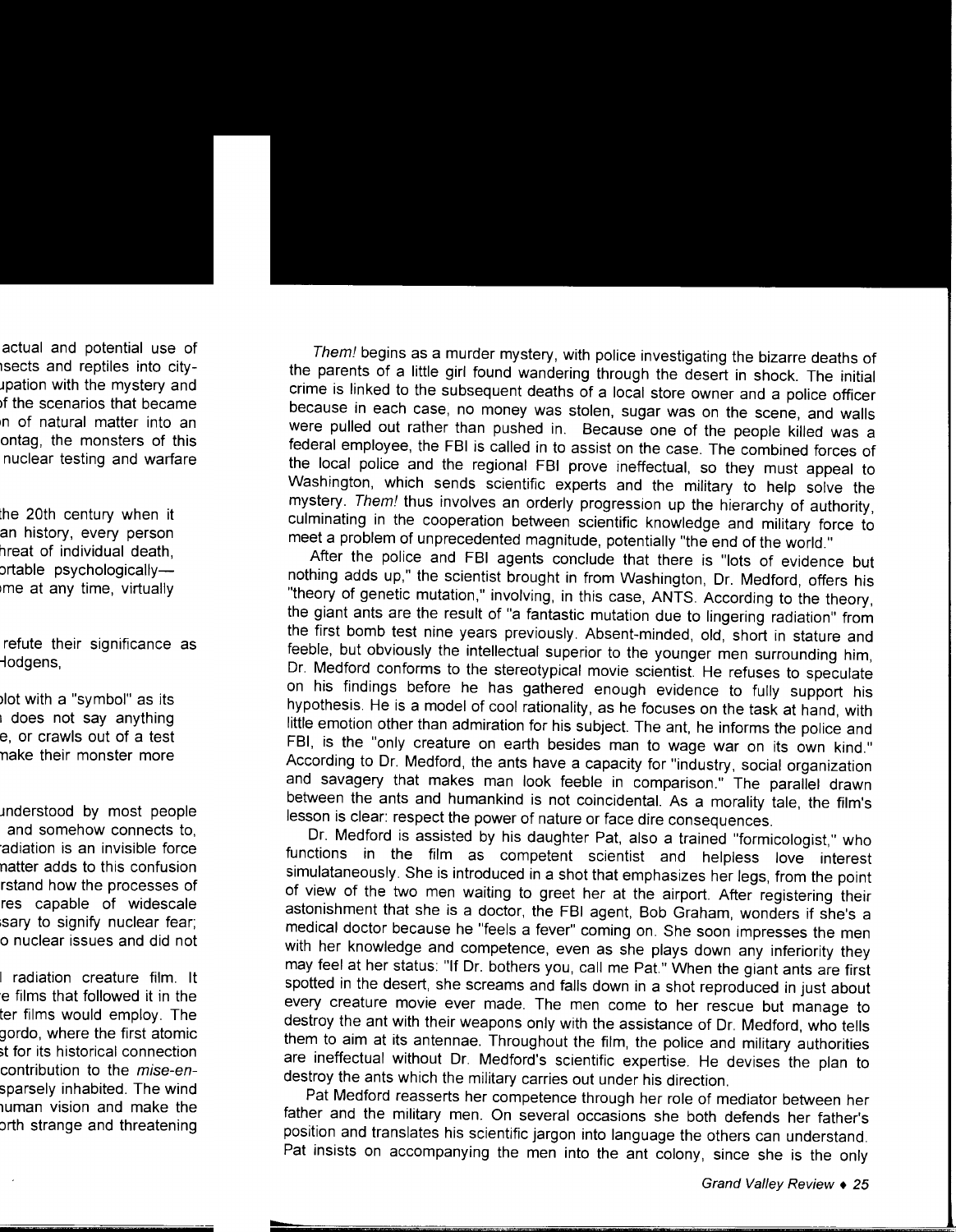*Them!* begins as a murder mystery, with police investigating the bizarre deaths of the parents of a little girl found wandering through the desert in shock. The initial crime is linked to the subsequent deaths of a local store owner and a police officer because in each case, no money was stolen, sugar was on the scene, and walls were pulled out rather than pushed in. Because one of the people killed was a federal employee, the FBI is called in to assist on the case. The combined forces of the local police and the regional FBI prove ineffectual, so they must appeal to Washington, which sends scientific experts and the military to help solve the mystery. *Them!* thus involves an orderly progression up the hierarchy of authority, culminating in the cooperation between scientific knowledge and military force to meet a problem of unprecedented magnitude, potentially "the end of the world."

After the police and FBI agents conclude that there is "lots of evidence but nothing adds up," the scientist brought in from Washington, Dr. Medford, offers his "theory of genetic mutation," involving, in this case, ANTS. According to the theory, the giant ants are the result of "a fantastic mutation due to lingering radiation" from the first bomb test nine years previously. Absent-minded, old, short in stature and feeble, but obviously the intellectual superior to the younger men surrounding him, Dr. Medford conforms to the stereotypical movie scientist. He refuses to speculate on his findings before he has gathered enough evidence to fully support his hypothesis. He is a model of cool rationality, as he focuses on the task at hand, with little emotion other than admiration for his subject. The ant, he informs the police and FBI, is the "only creature on earth besides man to wage war on its own kind." According to Dr. Medford, the ants have a capacity for "industry, social organization and savagery that makes man look feeble in comparison." The parallel drawn between the ants and humankind is not coincidental. As a morality tale, the film's lesson is clear: respect the power of nature or face dire consequences.

Dr. Medford is assisted by his daughter Pat, also a trained "formicologist," who functions in the film as competent scientist and helpless love interest simulataneously. She is introduced in a shot that emphasizes her legs, from the point of view of the two men waiting to greet her at the airport. After registering their astonishment that she is a doctor, the FBI agent, Bob Graham, wonders if she's a medical doctor because he "feels a fever" coming on. She soon impresses the men with her knowledge and competence, even as she plays down any inferiority they may feel at her status: "If Dr. bothers you, call me Pat." When the giant ants are first spotted in the desert, she screams and falls down in a shot reproduced in just about every creature movie ever made. The men come to her rescue but manage to destroy the ant with their weapons only with the assistance of Dr. Medford, who tells them to aim at its antennae. Throughout the film, the police and military authorities are ineffectual without Dr. Medford's scientific expertise. He devises the plan to destroy the ants which the military carries out under his direction.

Pat Medford reasserts her competence through her role of mediator between her father and the military men. On several occasions she both defends her father's position and translates his scientific jargon into language the others can understand. Pat insists on accompanying the men into the ant colony, since she is the only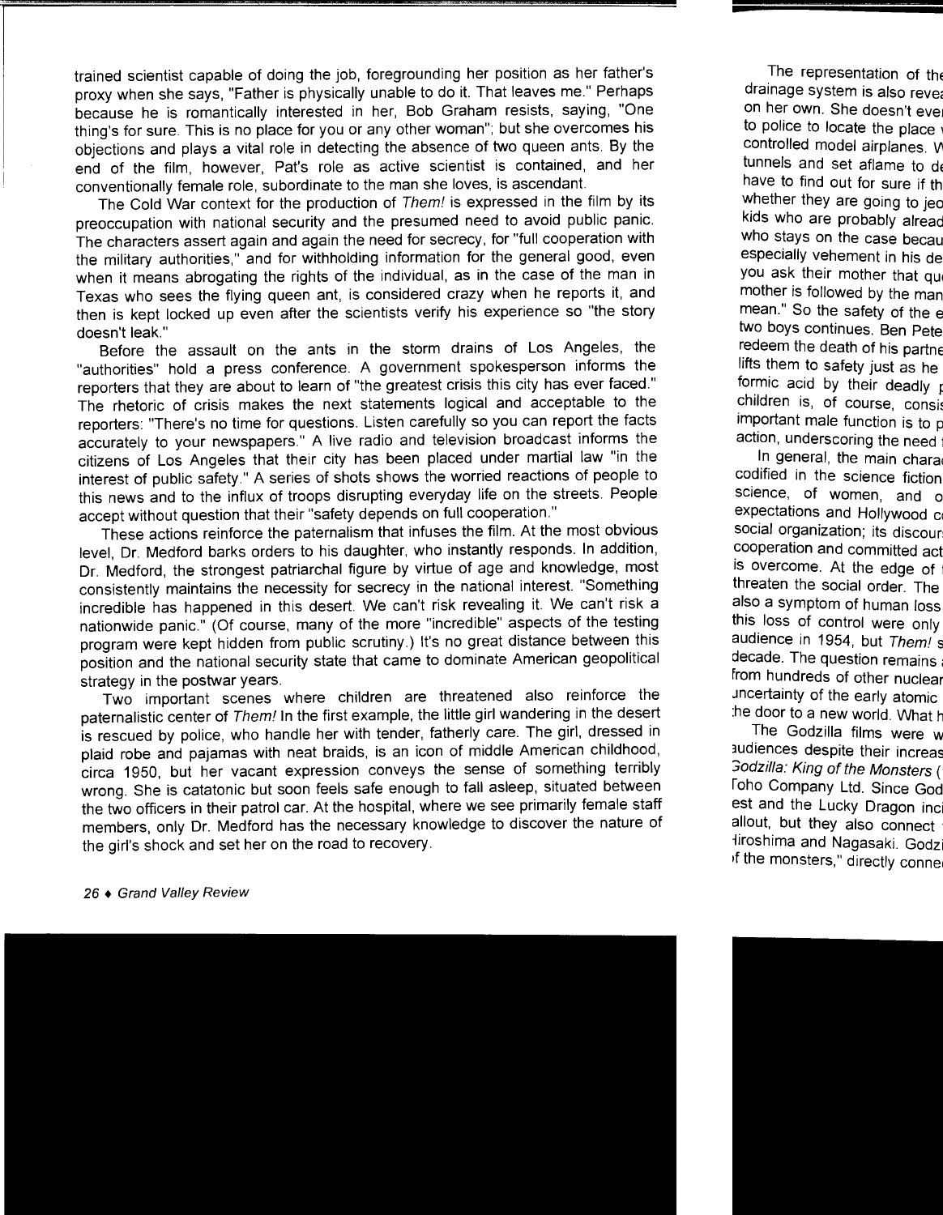trained scientist capable of doing the job, foregrounding her position as her father's proxy when she says, "Father is physically unable to do it. That leaves me." Perhaps because he is romantically interested in her, Bob Graham resists, saying, "One thing's for sure. This is no place for you or any other woman"; but she overcomes his objections and plays a vital role in detecting the absence of two queen ants. By the end of the film, however, Pat's role as active scientist is contained, and her conventionally female role, subordinate to the man she loves, is ascendant.

The Cold War context for the production of *Them!* is expressed in the film by its preoccupation with national security and the presumed need to avoid public panic. The characters assert again and again the need for secrecy, for "full cooperation with the military authorities," and for withholding information for the general good, even when it means abrogating the rights of the individual, as in the case of the man in Texas who sees the flying queen ant, is considered crazy when he reports it, and then is kept locked up even after the scientists verify his experience so "the story doesn't leak."

Before the assault on the ants in the storm drains of Los Angeles, the "authorities" hold a press conference. A government spokesperson informs the reporters that they are about to learn of "the greatest crisis this city has ever faced." The rhetoric of crisis makes the next statements logical and acceptable to the reporters: "There's no time for questions. Listen carefully so you can report the facts accurately to your newspapers." A live radio and television broadcast informs the citizens of Los Angeles that their city has been placed under martial law "in the interest of public safety." A series of shots shows the worried reactions of people to this news and to the influx of troops disrupting everyday life on the streets. People accept without question that their "safety depends on full cooperation."

These actions reinforce the paternalism that infuses the film. At the most obvious level, Dr. Medford barks orders to his daughter, who instantly responds. In addition, Dr. Medford, the strongest patriarchal figure by virtue of age and knowledge, most consistently maintains the necessity for secrecy in the national interest. "Something incredible has happened in this desert. We can't risk revealing it. We can't risk a nationwide panic." (Of course, many of the more "incredible" aspects of the testing program were kept hidden from public scrutiny.) It's no great distance between this position and the national security state that came to dominate American geopolitical strategy in the postwar years.

Two important scenes where children are threatened also reinforce the paternalistic center of *Them!* In the first example, the little girl wandering in the desert is rescued by police, who handle her with tender, fatherly care. The girl, dressed in plaid robe and pajamas with neat braids, is an icon of middle American childhood, circa 1950, but her vacant expression conveys the sense of something terribly wrong. She is catatonic but soon feels safe enough to fall asleep, situated between the two officers in their patrol car. At the hospital, where we see primarily female staff members, only Dr. Medford has the necessary knowledge to discover the nature of the girl's shock and set her on the road to recovery.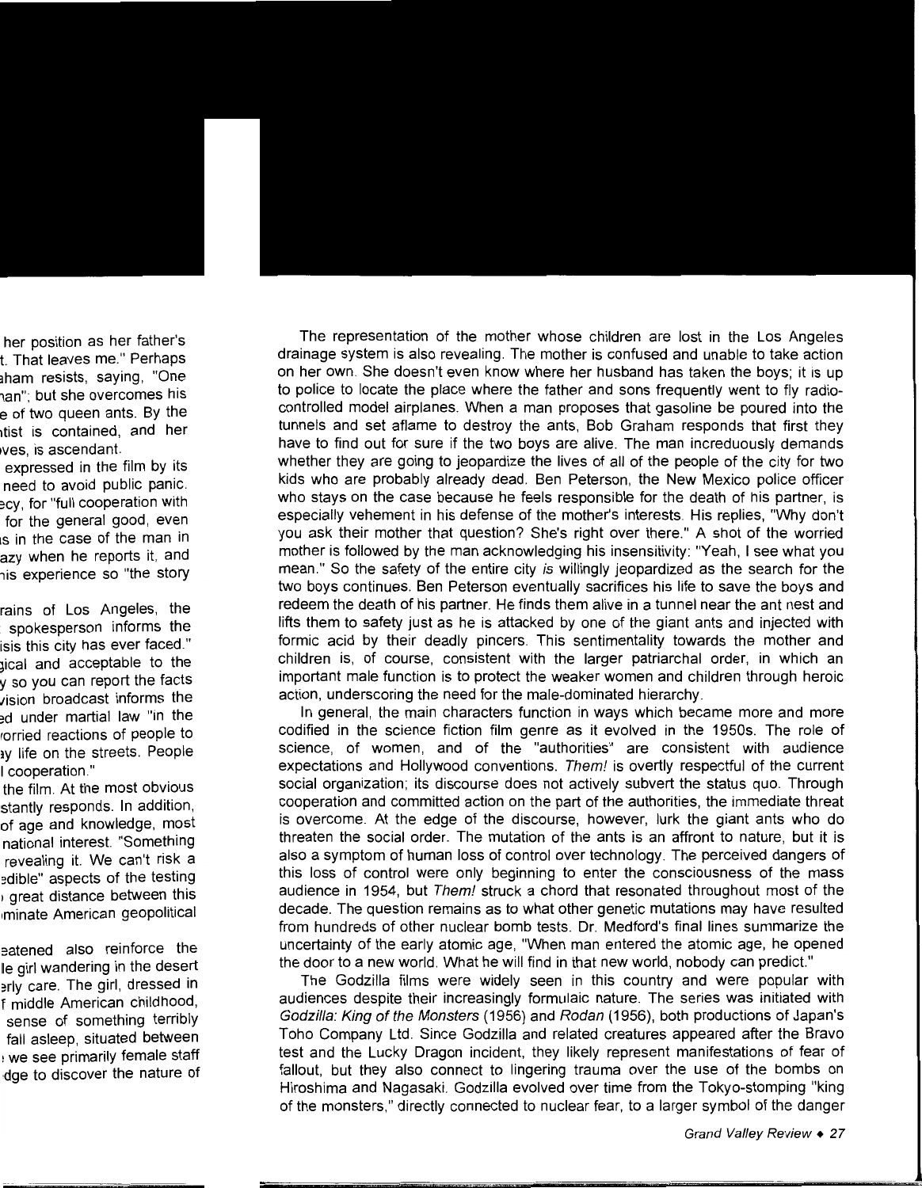The representation of the mother whose children are lost in the Los Angeles drainage system is also revealing. The mother is confused and unable to take action on her own. She doesn't even know where her husband has taken the boys; it is up to police to locate the place where the father and sons frequently went to fly radio-controlled model airplanes. When a man proposes that gasoline be poured into the tunnels and set aflame to destroy the ants, Bob Graham responds that first they have to find out for sure if the two boys are alive. The man incredulously demands whether they are going to jeopardize the lives of all of the people of the city for two kids who are probably already dead. Ben Peterson, the New Mexico police officer who stays on the case because he feels responsible for the death of his partner, is especially vehement in his defense of the mother's interests. His replies, "Why don't you ask their mother that question? She's right over there." A shot of the worried mother is followed by the man acknowledging his insensitivity: "Yeah, I see what you mean." So the safety of the entire city *is* willingly jeopardized as the search for the two boys continues. Ben Peterson eventually sacrifices his life to save the boys and redeem the death of his partner. He finds them alive in a tunnel near the ant nest and lifts them to safety just as he is attacked by one of the giant ants and injected with formic acid by their deadly pincers. This sentimentality towards the mother and children is, of course, consistent with the larger patriarchal order, in which an important male function is to protect the weaker women and children through heroic action, underscoring the need for the male-dominated hierarchy.

In general, the main characters function in ways which became more and more codified in the science fiction film genre as it evolved in the 1950s. The role of science, of women, and of the "authorities" are consistent with audience expectations and Hollywood conventions. *Them!* is overtly respectful of the current social organization; its discourse does not actively subvert the status quo. Through cooperation and committed action on the part of the authorities, the immediate threat is overcome. At the edge of the discourse, however, lurk the giant ants who do threaten the social order. The mutation of the ants is an affront to nature, but it is also a symptom of human loss of control over technology. The perceived dangers of this loss of control were only beginning to enter the consciousness of the mass audience in 1954, but *Them!* struck a chord that resonated throughout most of the decade. The question remains as to what other genetic mutations may have resulted from hundreds of other nuclear bomb tests. Dr. Medford's final lines summarize the uncertainty of the early atomic age, "When man entered the atomic age, he opened the door to a new world. What he will find in that new world, nobody can predict."

The Godzilla films were widely seen in this country and were popular with audiences despite their increasingly formulaic nature. The series was initiated with *Godzilla: King of the Monsters* (1956) and *Rodan* (1956), both productions of Japan's Toho Company Ltd. Since Godzilla and related creatures appeared after the Bravo test and the Lucky Dragon incident, they likely represent manifestations of fear of fallout, but they also connect to lingering trauma over the use of the bombs on Hiroshima and Nagasaki. Godzilla evolved over time from the Tokyo-stomping "king of the monsters," directly connected to nuclear fear, to a larger symbol of the danger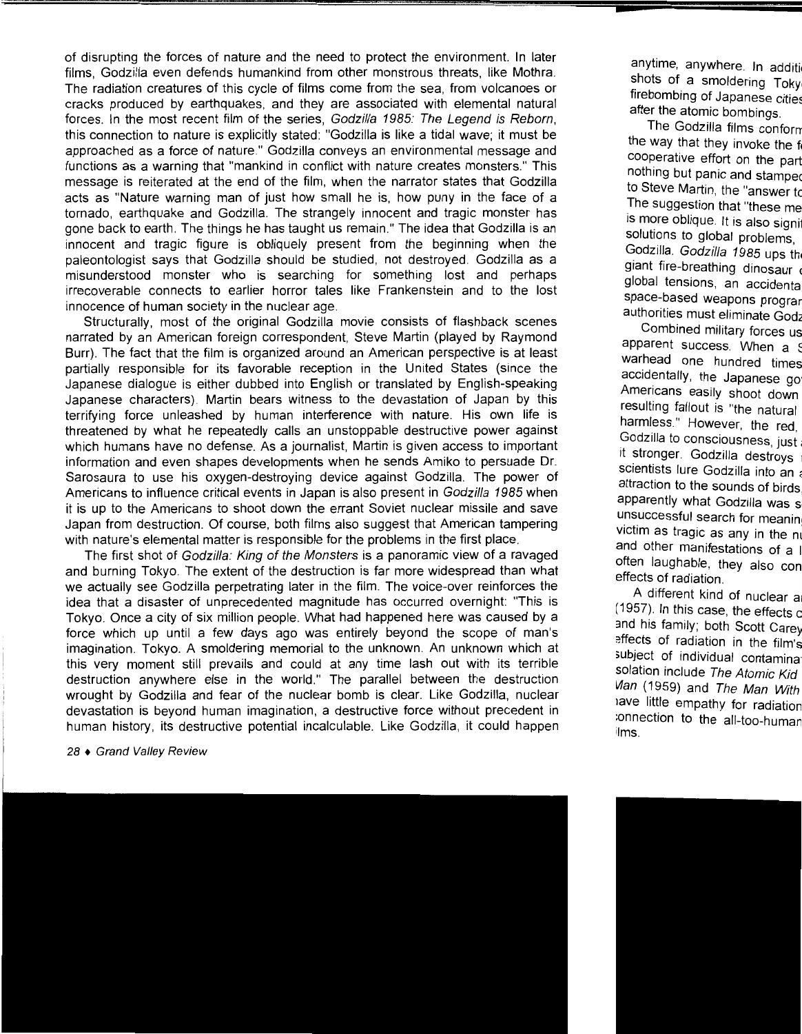of disrupting the forces of nature and the need to protect the environment. In later films, Godzilla even defends humankind from other monstrous threats, like Mothra. The radiation creatures of this cycle of films come from the sea, from volcanoes or cracks produced by earthquakes, and they are associated with elemental natural forces. In the most recent film of the series, *Godzilla 1985: The Legend is Reborn*, this connection to nature is explicitly stated: "Godzilla is like a tidal wave; it must be approached as a force of nature." Godzilla conveys an environmental message and functions as a warning that "mankind in conflict with nature creates monsters." This message is reiterated at the end of the film, when the narrator states that Godzilla acts as "Nature warning man of just how small he is, how puny in the face of a tornado, earthquake and Godzilla. The strangely innocent and tragic monster has gone back to earth. The things he has taught us remain." The idea that Godzilla is an innocent and tragic figure is obliquely present from the beginning when the paleontologist says that Godzilla should be studied, not destroyed. Godzilla as a misunderstood monster who is searching for something lost and perhaps irrecoverable connects to earlier horror tales like Frankenstein and to the lost innocence of human society in the nuclear age.

Structurally, most of the original Godzilla movie consists of flashback scenes narrated by an American foreign correspondent, Steve Martin (played by Raymond Burr). The fact that the film is organized around an American perspective is at least partially responsible for its favorable reception in the United States (since the Japanese dialogue is either dubbed into English or translated by English-speaking Japanese characters). Martin bears witness to the devastation of Japan by this terrifying force unleashed by human interference with nature. His own life is threatened by what he repeatedly calls an unstoppable destructive power against which humans have no defense. As a journalist, Martin is given access to important information and even shapes developments when he sends Amiko to persuade Dr. Sarosaura to use his oxygen-destroying device against Godzilla. The power of Americans to influence critical events in Japan is also present in *Godzilla 1985* when it is up to the Americans to shoot down the errant Soviet nuclear missile and save Japan from destruction. Of course, both films also suggest that American tampering with nature's elemental matter is responsible for the problems in the first place.

The first shot of *Godzilla: King of the Monsters* is a panoramic view of a ravaged and burning Tokyo. The extent of the destruction is far more widespread than what we actually see Godzilla perpetrating later in the film. The voice-over reinforces the idea that a disaster of unprecedented magnitude has occurred overnight: "This is Tokyo. Once a city of six million people. What had happened here was caused by a force which up until a few days ago was entirely beyond the scope of man's imagination. Tokyo. A smoldering memorial to the unknown. An unknown which at this very moment still prevails and could at any time lash out with its terrible destruction anywhere else in the world." The parallel between the destruction wrought by Godzilla and fear of the nuclear bomb is clear. Like Godzilla, nuclear devastation is beyond human imagination, a destructive force without precedent in human history, its destructive potential incalculable. Like Godzilla, it could happen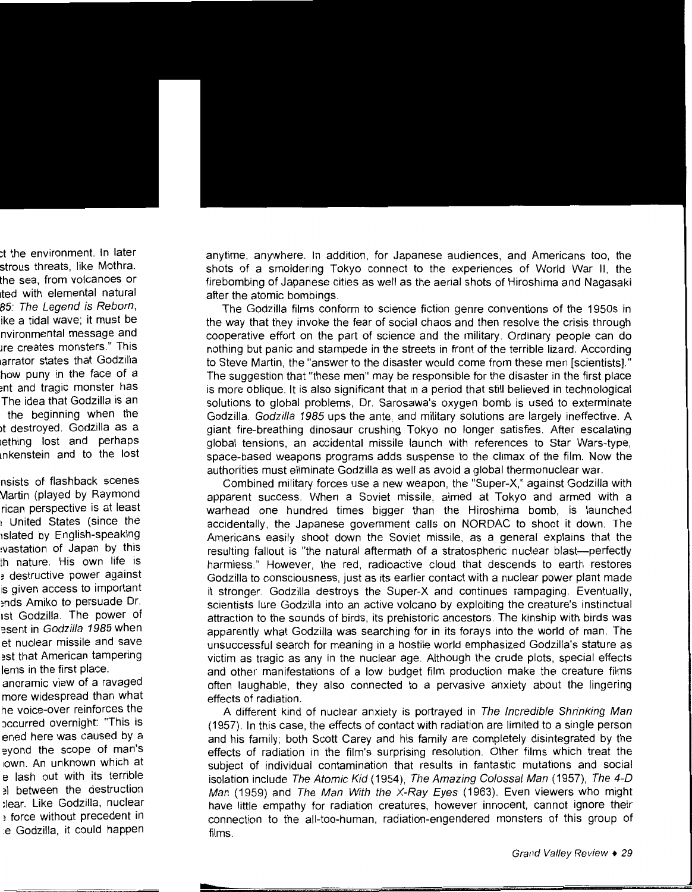anytime, anywhere. In addition, for Japanese audiences, and Americans too, the shots of a smoldering Tokyo connect to the experiences of World War II, the firebombing of Japanese cities as well as the aerial shots of Hiroshima and Nagasaki after the atomic bombings.

The Godzilla films conform to science fiction genre conventions of the 1950s in the way that they invoke the fear of social chaos and then resolve the crisis through cooperative effort on the part of science and the military. Ordinary people can do nothing but panic and stampede in the streets in front of the terrible lizard. According to Steve Martin, the "answer to the disaster would come from these men [scientists]." The suggestion that "these men" may be responsible for the disaster in the first place is more oblique. It is also significant that in a period that still believed in technological solutions to global problems, Dr. Sarosawa's oxygen bomb is used to exterminate Godzilla. *Godzilla 1985* ups the ante, and military solutions are largely ineffective. A giant fire-breathing dinosaur crushing Tokyo no longer satisfies. After escalating global tensions, an accidental missile launch with references to Star Wars-type, space-based weapons programs adds suspense to the climax of the film. Now the authorities must eliminate Godzilla as well as avoid a global thermonuclear war.

Combined military forces use a new weapon, the "Super-X," against Godzilla with apparent success. When a Soviet missile, aimed at Tokyo and armed with a warhead one hundred times bigger than the Hiroshima bomb, is launched accidentally, the Japanese government calls on NORDAC to shoot it down. The Americans easily shoot down the Soviet missile, as a general explains that the resulting fallout is "the natural aftermath of a stratospheric nuclear blast—perfectly harmless." However, the red, radioactive cloud that descends to earth restores Godzilla to consciousness, just as its earlier contact with a nuclear power plant made it stronger. Godzilla destroys the Super-X and continues rampaging. Eventually, scientists lure Godzilla into an active volcano by exploiting the creature's instinctual attraction to the sounds of birds, its prehistoric ancestors. The kinship with birds was apparently what Godzilla was searching for in its forays into the world of man. The unsuccessful search for meaning in a hostile world emphasized Godzilla's stature as victim as tragic as any in the nuclear age. Although the crude plots, special effects and other manifestations of a low budget film production make the creature films often laughable, they also connected to a pervasive anxiety about the lingering effects of radiation.

A different kind of nuclear anxiety is portrayed in *The Incredible Shrinking Man* (1957). In this case, the effects of contact with radiation are limited to a single person and his family; both Scott Carey and his family are completely disintegrated by the effects of radiation in the film's surprising resolution. Other films which treat the subject of individual contamination that results in fantastic mutations and social isolation include *The Atomic Kid* (1954), *The Amazing Colossal Man* (1957), *The 4-D Man* (1959) and *The Man With the X-Ray Eyes* (1963). Even viewers who might have little empathy for radiation creatures, however innocent, cannot ignore their connection to the all-too-human, radiation-engendered monsters of this group of films.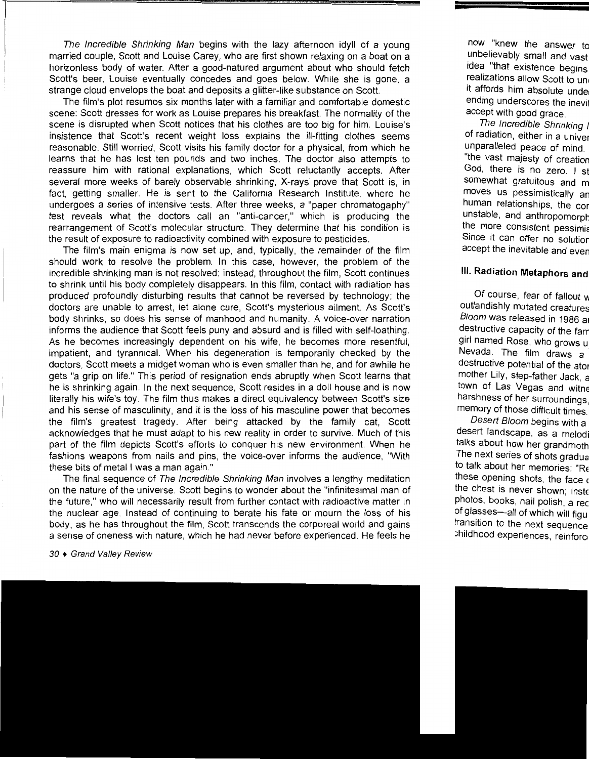*The Incredible Shrinking Man* begins with the lazy afternoon idyll of a young married couple, Scott and Louise Carey, who are first shown relaxing on a boat on a horizonless body of water. After a good-natured argument about who should fetch Scott's beer, Louise eventually concedes and goes below. While she is gone, a strange cloud envelops the boat and deposits a glitter-like substance on Scott.

The film's plot resumes six months later with a familiar and comfortable domestic scene: Scott dresses for work as Louise prepares his breakfast. The normality of the scene is disrupted when Scott notices that his clothes are too big for him. Louise's insistence that Scott's recent weight loss explains the ill-fitting clothes seems reasonable. Still worried, Scott visits his family doctor for a physical, from which he learns that he has lost ten pounds and two inches. The doctor also attempts to reassure him with rational explanations, which Scott reluctantly accepts. After several more weeks of barely observable shrinking, X-rays prove that Scott is, in fact, getting smaller. He is sent to the California Research Institute, where he undergoes a series of intensive tests. After three weeks, a "paper chromatogaphy" test reveals what the doctors call an "anti-cancer," which is producing the rearrangement of Scott's molecular structure. They determine that his condition is the result of exposure to radioactivity combined with exposure to pesticides.

The film's main enigma is now set up, and, typically, the remainder of the film should work to resolve the problem. In this case, however, the problem of the incredible shrinking man is not resolved; instead, throughout the film, Scott continues to shrink until his body completely disappears. In this film, contact with radiation has produced profoundly disturbing results that cannot be reversed by technology: the doctors are unable to arrest, let alone cure, Scott's mysterious ailment. As Scott's body shrinks, so does his sense of manhood and humanity. A voice-over narration informs the audience that Scott feels puny and absurd and is filled with self-loathing. As he becomes increasingly dependent on his wife, he becomes more resentful, impatient, and tyrannical. When his degeneration is temporarily checked by the doctors, Scott meets a midget woman who is even smaller than he, and for awhile he gets "a grip on life." This period of resignation ends abruptly when Scott learns that he is shrinking again. In the next sequence, Scott resides in a doll house and is now literally his wife's toy. The film thus makes a direct equivalency between Scott's size and his sense of masculinity, and it is the loss of his masculine power that becomes the film's greatest tragedy. After being attacked by the family cat, Scott acknowledges that he must adapt to his new reality in order to survive. Much of this part of the film depicts Scott's efforts to conquer his new environment. When he fashions weapons from nails and pins, the voice-over informs the audience, "With these bits of metal I was a man again."

The final sequence of *The Incredible Shrinking Man* involves a lengthy meditation on the nature of the universe. Scott begins to wonder about the "infinitesimal man of the future," who will necessarily result from further contact with radioactive matter in the nuclear age. Instead of continuing to berate his fate or mourn the loss of his body, as he has throughout the film, Scott transcends the corporeal world and gains a sense of oneness with nature, which he had never before experienced. He feels he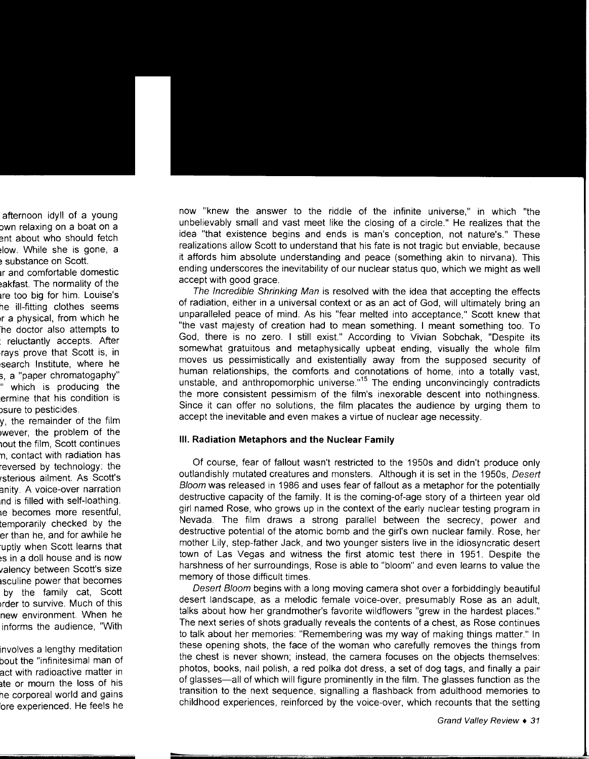now "knew the answer to the riddle of the infinite universe," in which "the unbelievably small and vast meet like the closing of a circle." He realizes that the idea "that existence begins and ends is man's conception, not nature's." These realizations allow Scott to understand that his fate is not tragic but enviable, because it affords him absolute understanding and peace (something akin to nirvana). This ending underscores the inevitability of our nuclear status quo, which we might as well accept with good grace.

*The Incredible Shrinking Man* is resolved with the idea that accepting the effects of radiation, either in a universal context or as an act of God, will ultimately bring an unparalleled peace of mind. As his "fear melted into acceptance," Scott knew that "the vast majesty of creation had to mean something. I meant something too. To God, there is no zero. I still exist." According to Vivian Sobchak, "Despite its somewhat gratuitous and metaphysically upbeat ending, visually the whole film moves us pessimistically and existentially away from the supposed security of human relationships, the comforts and connotations of home, into a totally vast, unstable, and anthropomorphic universe."[15] The ending unconvincingly contradicts the more consistent pessimism of the film's inexorable descent into nothingness. Since it can offer no solutions, the film placates the audience by urging them to accept the inevitable and even makes a virtue of nuclear age necessity.

## III. Radiation Metaphors and the Nuclear Family

Of course, fear of fallout wasn't restricted to the 1950s and didn't produce only outlandishly mutated creatures and monsters. Although it is set in the 1950s, *Desert Bloom* was released in 1986 and uses fear of fallout as a metaphor for the potentially destructive capacity of the family. It is the coming-of-age story of a thirteen year old girl named Rose, who grows up in the context of the early nuclear testing program in Nevada. The film draws a strong parallel between the secrecy, power and destructive potential of the atomic bomb and the girl's own nuclear family. Rose, her mother Lily, step-father Jack, and two younger sisters live in the idiosyncratic desert town of Las Vegas and witness the first atomic test there in 1951. Despite the harshness of her surroundings, Rose is able to "bloom" and even learns to value the memory of those difficult times.

*Desert Bloom* begins with a long moving camera shot over a forbiddingly beautiful desert landscape, as a melodic female voice-over, presumably Rose as an adult, talks about how her grandmother's favorite wildflowers "grew in the hardest places." The next series of shots gradually reveals the contents of a chest, as Rose continues to talk about her memories: "Remembering was my way of making things matter." In these opening shots, the face of the woman who carefully removes the things from the chest is never shown; instead, the camera focuses on the objects themselves: photos, books, nail polish, a red polka dot dress, a set of dog tags, and finally a pair of glasses—all of which will figure prominently in the film. The glasses function as the transition to the next sequence, signalling a flashback from adulthood memories to childhood experiences, reinforced by the voice-over, which recounts that the setting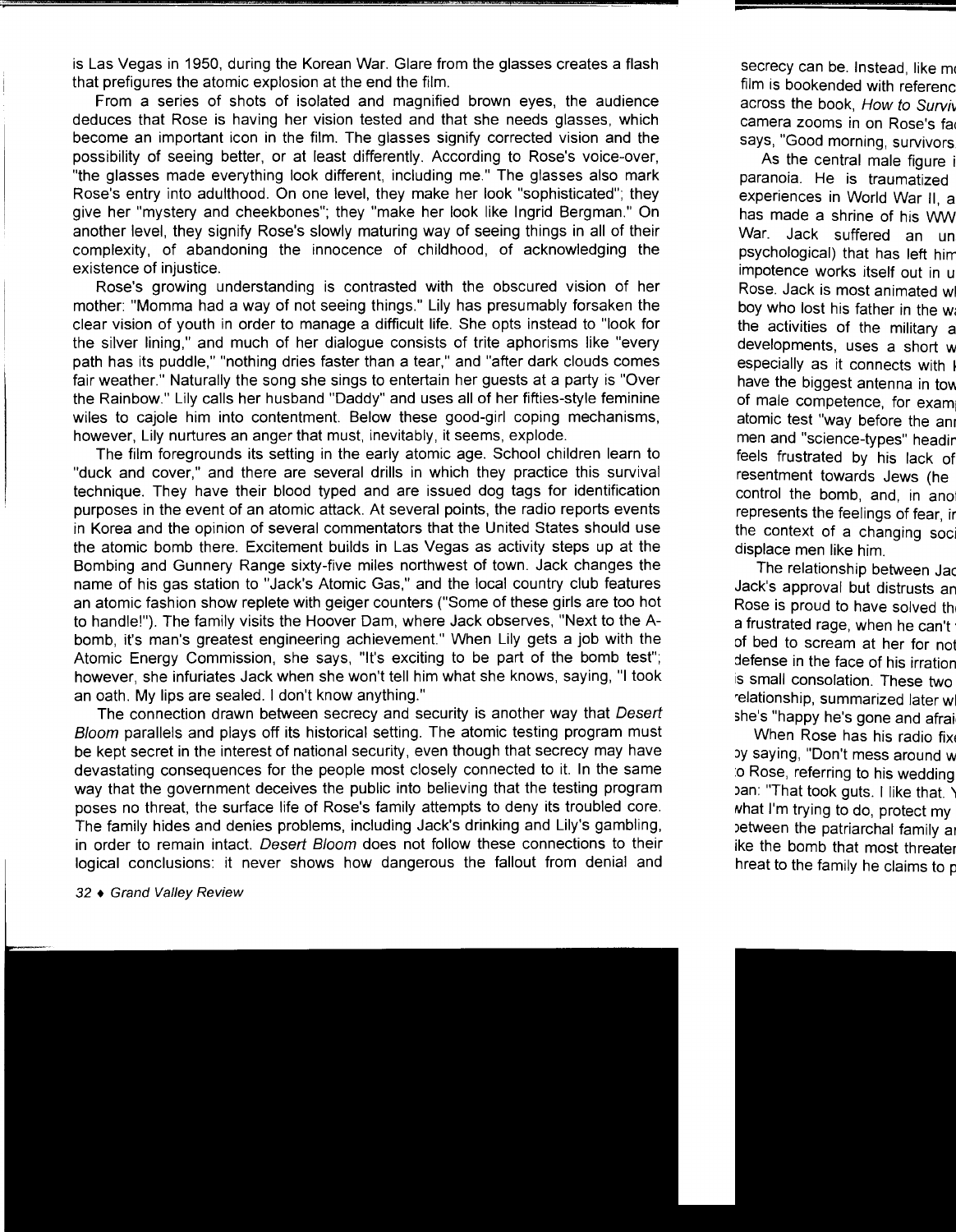is Las Vegas in 1950, during the Korean War. Glare from the glasses creates a flash that prefigures the atomic explosion at the end the film.

From a series of shots of isolated and magnified brown eyes, the audience deduces that Rose is having her vision tested and that she needs glasses, which become an important icon in the film. The glasses signify corrected vision and the possibility of seeing better, or at least differently. According to Rose's voice-over, "the glasses made everything look different, including me." The glasses also mark Rose's entry into adulthood. On one level, they make her look "sophisticated"; they give her "mystery and cheekbones"; they "make her look like Ingrid Bergman." On another level, they signify Rose's slowly maturing way of seeing things in all of their complexity, of abandoning the innocence of childhood, of acknowledging the existence of injustice.

Rose's growing understanding is contrasted with the obscured vision of her mother: "Momma had a way of not seeing things." Lily has presumably forsaken the clear vision of youth in order to manage a difficult life. She opts instead to "look for the silver lining," and much of her dialogue consists of trite aphorisms like "every path has its puddle," "nothing dries faster than a tear," and "after dark clouds comes fair weather." Naturally the song she sings to entertain her guests at a party is "Over the Rainbow." Lily calls her husband "Daddy" and uses all of her fifties-style feminine wiles to cajole him into contentment. Below these good-girl coping mechanisms, however, Lily nurtures an anger that must, inevitably, it seems, explode.

The film foregrounds its setting in the early atomic age. School children learn to "duck and cover," and there are several drills in which they practice this survival technique. They have their blood typed and are issued dog tags for identification purposes in the event of an atomic attack. At several points, the radio reports events in Korea and the opinion of several commentators that the United States should use the atomic bomb there. Excitement builds in Las Vegas as activity steps up at the Bombing and Gunnery Range sixty-five miles northwest of town. Jack changes the name of his gas station to "Jack's Atomic Gas," and the local country club features an atomic fashion show replete with geiger counters ("Some of these girls are too hot to handle!"). The family visits the Hoover Dam, where Jack observes, "Next to the A-bomb, it's man's greatest engineering achievement." When Lily gets a job with the Atomic Energy Commission, she says, "It's exciting to be part of the bomb test"; however, she infuriates Jack when she won't tell him what she knows, saying, "I took an oath. My lips are sealed. I don't know anything."

The connection drawn between secrecy and security is another way that *Desert Bloom* parallels and plays off its historical setting. The atomic testing program must be kept secret in the interest of national security, even though that secrecy may have devastating consequences for the people most closely connected to it. In the same way that the government deceives the public into believing that the testing program poses no threat, the surface life of Rose's family attempts to deny its troubled core. The family hides and denies problems, including Jack's drinking and Lily's gambling, in order to remain intact. *Desert Bloom* does not follow these connections to their logical conclusions: it never shows how dangerous the fallout from denial and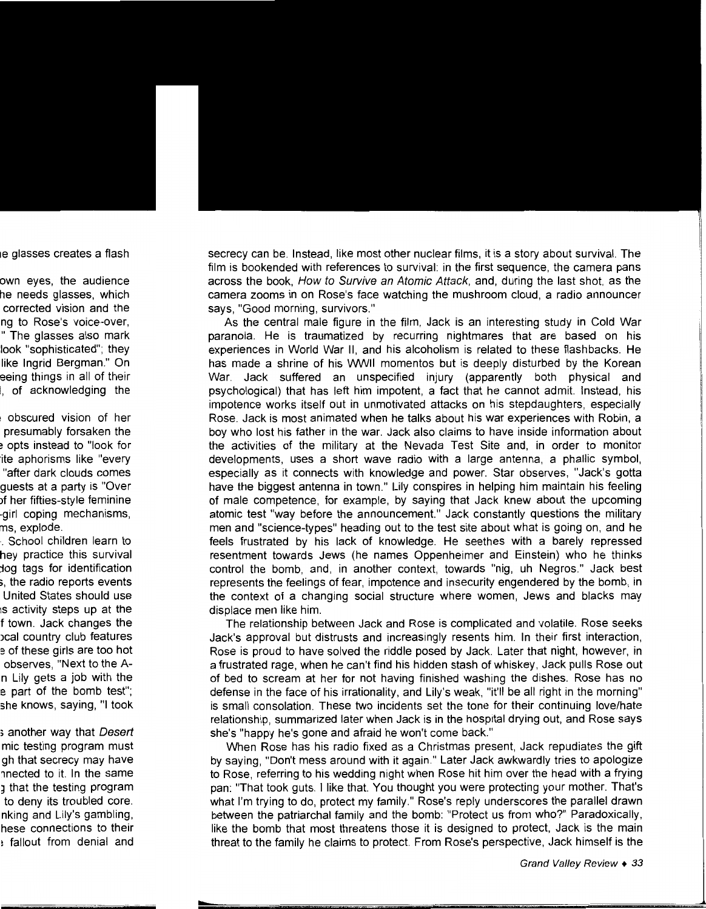secrecy can be. Instead, like most other nuclear films, it is a story about survival. The film is bookended with references to survival: in the first sequence, the camera pans across the book, *How to Survive an Atomic Attack*, and, during the last shot, as the camera zooms in on Rose's face watching the mushroom cloud, a radio announcer says, "Good morning, survivors."

As the central male figure in the film, Jack is an interesting study in Cold War paranoia. He is traumatized by recurring nightmares that are based on his experiences in World War II, and his alcoholism is related to these flashbacks. He has made a shrine of his WWII momentos but is deeply disturbed by the Korean War. Jack suffered an unspecified injury (apparently both physical and psychological) that has left him impotent, a fact that he cannot admit. Instead, his impotence works itself out in unmotivated attacks on his stepdaughters, especially Rose. Jack is most animated when he talks about his war experiences with Robin, a boy who lost his father in the war. Jack also claims to have inside information about the activities of the military at the Nevada Test Site and, in order to monitor developments, uses a short wave radio with a large antenna, a phallic symbol, especially as it connects with knowledge and power. Star observes, "Jack's gotta have the biggest antenna in town." Lily conspires in helping him maintain his feeling of male competence, for example, by saying that Jack knew about the upcoming atomic test "way before the announcement." Jack constantly questions the military men and "science-types" heading out to the test site about what is going on, and he feels frustrated by his lack of knowledge. He seethes with a barely repressed resentment towards Jews (he names Oppenheimer and Einstein) who he thinks control the bomb, and, in another context, towards "nig, uh Negros." Jack best represents the feelings of fear, impotence and insecurity engendered by the bomb, in the context of a changing social structure where women, Jews and blacks may displace men like him.

The relationship between Jack and Rose is complicated and volatile. Rose seeks Jack's approval but distrusts and increasingly resents him. In their first interaction, Rose is proud to have solved the riddle posed by Jack. Later that night, however, in a frustrated rage, when he can't find his hidden stash of whiskey, Jack pulls Rose out of bed to scream at her for not having finished washing the dishes. Rose has no defense in the face of his irrationality, and Lily's weak, "it'll be all right in the morning" is small consolation. These two incidents set the tone for their continuing love/hate relationship, summarized later when Jack is in the hospital drying out, and Rose says she's "happy he's gone and afraid he won't come back."

When Rose has his radio fixed as a Christmas present, Jack repudiates the gift by saying, "Don't mess around with it again." Later Jack awkwardly tries to apologize to Rose, referring to his wedding night when Rose hit him over the head with a frying pan: "That took guts. I like that. You thought you were protecting your mother. That's what I'm trying to do, protect my family." Rose's reply underscores the parallel drawn between the patriarchal family and the bomb: "Protect us from who?" Paradoxically, like the bomb that most threatens those it is designed to protect, Jack is the main threat to the family he claims to protect. From Rose's perspective, Jack himself is the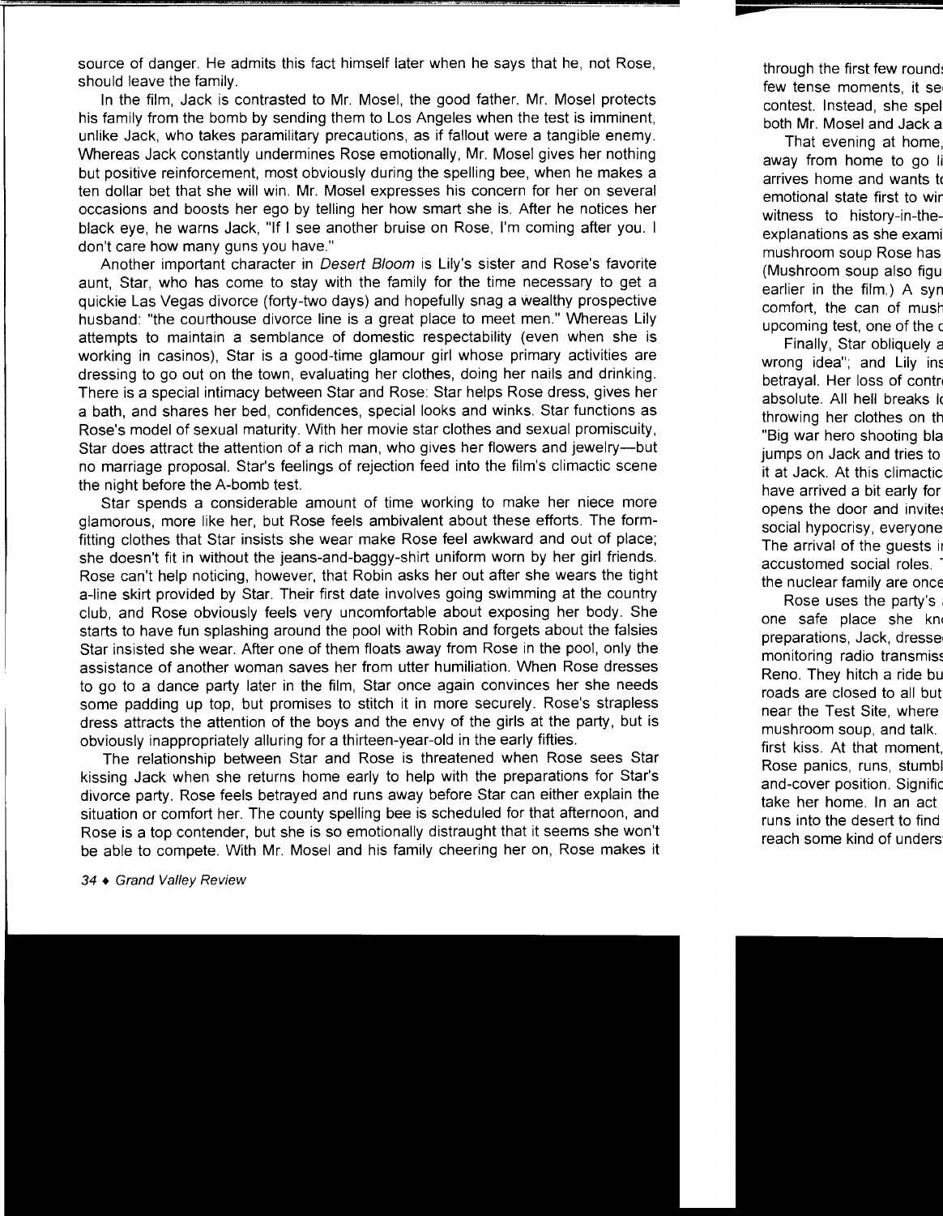source of danger. He admits this fact himself later when he says that he, not Rose, should leave the family.

In the film, Jack is contrasted to Mr. Mosel, the good father. Mr. Mosel protects his family from the bomb by sending them to Los Angeles when the test is imminent, unlike Jack, who takes paramilitary precautions, as if fallout were a tangible enemy. Whereas Jack constantly undermines Rose emotionally, Mr. Mosel gives her nothing but positive reinforcement, most obviously during the spelling bee, when he makes a ten dollar bet that she will win. Mr. Mosel expresses his concern for her on several occasions and boosts her ego by telling her how smart she is. After he notices her black eye, he warns Jack, "If I see another bruise on Rose, I'm coming after you. I don't care how many guns you have."

Another important character in *Desert Bloom* is Lily's sister and Rose's favorite aunt, Star, who has come to stay with the family for the time necessary to get a quickie Las Vegas divorce (forty-two days) and hopefully snag a wealthy prospective husband: "the courthouse divorce line is a great place to meet men." Whereas Lily attempts to maintain a semblance of domestic respectability (even when she is working in casinos), Star is a good-time glamour girl whose primary activities are dressing to go out on the town, evaluating her clothes, doing her nails and drinking. There is a special intimacy between Star and Rose: Star helps Rose dress, gives her a bath, and shares her bed, confidences, special looks and winks. Star functions as Rose's model of sexual maturity. With her movie star clothes and sexual promiscuity, Star does attract the attention of a rich man, who gives her flowers and jewelry—but no marriage proposal. Star's feelings of rejection feed into the film's climactic scene the night before the A-bomb test.

Star spends a considerable amount of time working to make her niece more glamorous, more like her, but Rose feels ambivalent about these efforts. The form-fitting clothes that Star insists she wear make Rose feel awkward and out of place; she doesn't fit in without the jeans-and-baggy-shirt uniform worn by her girl friends. Rose can't help noticing, however, that Robin asks her out after she wears the tight a-line skirt provided by Star. Their first date involves going swimming at the country club, and Rose obviously feels very uncomfortable about exposing her body. She starts to have fun splashing around the pool with Robin and forgets about the falsies Star insisted she wear. After one of them floats away from Rose in the pool, only the assistance of another woman saves her from utter humiliation. When Rose dresses to go to a dance party later in the film, Star once again convinces her she needs some padding up top, but promises to stitch it in more securely. Rose's strapless dress attracts the attention of the boys and the envy of the girls at the party, but is obviously inappropriately alluring for a thirteen-year-old in the early fifties.

The relationship between Star and Rose is threatened when Rose sees Star kissing Jack when she returns home early to help with the preparations for Star's divorce party. Rose feels betrayed and runs away before Star can either explain the situation or comfort her. The county spelling bee is scheduled for that afternoon, and Rose is a top contender, but she is so emotionally distraught that it seems she won't be able to compete. With Mr. Mosel and his family cheering her on, Rose makes it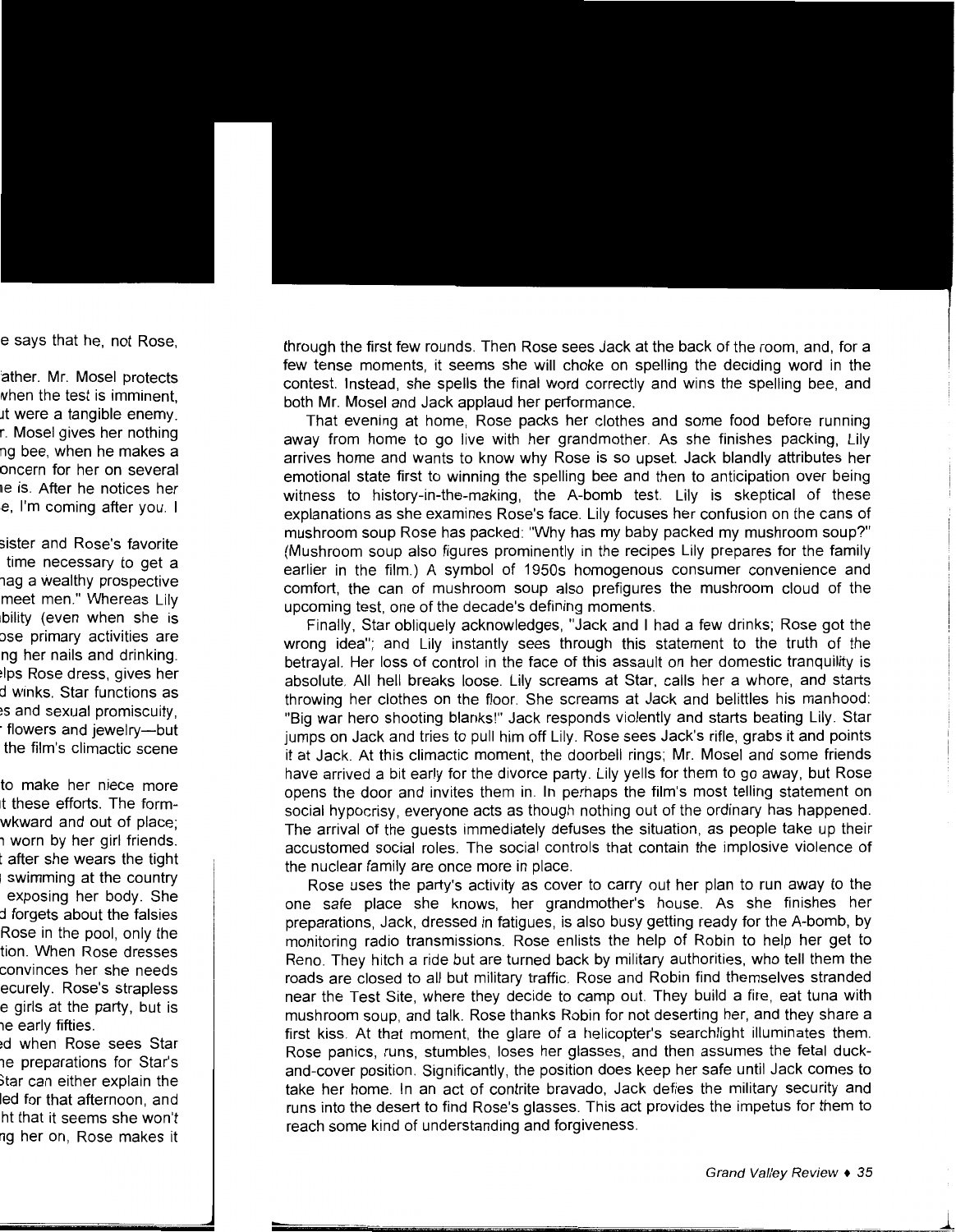through the first few rounds. Then Rose sees Jack at the back of the room, and, for a few tense moments, it seems she will choke on spelling the deciding word in the contest. Instead, she spells the final word correctly and wins the spelling bee, and both Mr. Mosel and Jack applaud her performance.

That evening at home, Rose packs her clothes and some food before running away from home to go live with her grandmother. As she finishes packing, Lily arrives home and wants to know why Rose is so upset. Jack blandly attributes her emotional state first to winning the spelling bee and then to anticipation over being witness to history-in-the-making, the A-bomb test. Lily is skeptical of these explanations as she examines Rose's face. Lily focuses her confusion on the cans of mushroom soup Rose has packed: "Why has my baby packed my mushroom soup?" (Mushroom soup also figures prominently in the recipes Lily prepares for the family earlier in the film.) A symbol of 1950s homogenous consumer convenience and comfort, the can of mushroom soup also prefigures the mushroom cloud of the upcoming test, one of the decade's defining moments.

Finally, Star obliquely acknowledges, "Jack and I had a few drinks; Rose got the wrong idea"; and Lily instantly sees through this statement to the truth of the betrayal. Her loss of control in the face of this assault on her domestic tranquility is absolute. All hell breaks loose. Lily screams at Star, calls her a whore, and starts throwing her clothes on the floor. She screams at Jack and belittles his manhood: "Big war hero shooting blanks!" Jack responds violently and starts beating Lily. Star jumps on Jack and tries to pull him off Lily. Rose sees Jack's rifle, grabs it and points it at Jack. At this climactic moment, the doorbell rings; Mr. Mosel and some friends have arrived a bit early for the divorce party. Lily yells for them to go away, but Rose opens the door and invites them in. In perhaps the film's most telling statement on social hypocrisy, everyone acts as though nothing out of the ordinary has happened. The arrival of the guests immediately defuses the situation, as people take up their accustomed social roles. The social controls that contain the implosive violence of the nuclear family are once more in place.

Rose uses the party's activity as cover to carry out her plan to run away to the one safe place she knows, her grandmother's house. As she finishes her preparations, Jack, dressed in fatigues, is also busy getting ready for the A-bomb, by monitoring radio transmissions. Rose enlists the help of Robin to help her get to Reno. They hitch a ride but are turned back by military authorities, who tell them the roads are closed to all but military traffic. Rose and Robin find themselves stranded near the Test Site, where they decide to camp out. They build a fire, eat tuna with mushroom soup, and talk. Rose thanks Robin for not deserting her, and they share a first kiss. At that moment, the glare of a helicopter's searchlight illuminates them. Rose panics, runs, stumbles, loses her glasses, and then assumes the fetal duck-and-cover position. Significantly, the position does keep her safe until Jack comes to take her home. In an act of contrite bravado, Jack defies the military security and runs into the desert to find Rose's glasses. This act provides the impetus for them to reach some kind of understanding and forgiveness.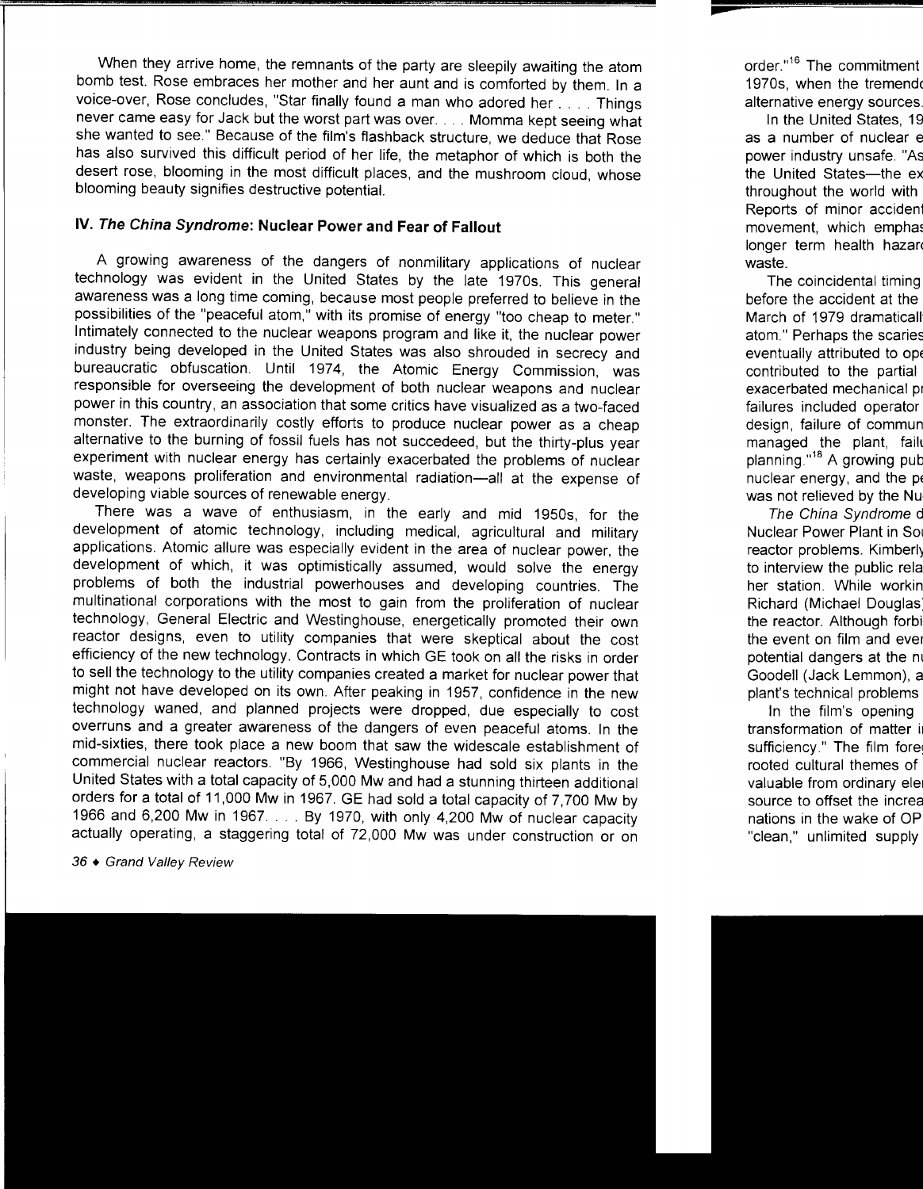When they arrive home, the remnants of the party are sleepily awaiting the atom bomb test. Rose embraces her mother and her aunt and is comforted by them. In a voice-over, Rose concludes, "Star finally found a man who adored her . . . . Things never came easy for Jack but the worst part was over. . . . Momma kept seeing what she wanted to see." Because of the film's flashback structure, we deduce that Rose has also survived this difficult period of her life, the metaphor of which is both the desert rose, blooming in the most difficult places, and the mushroom cloud, whose blooming beauty signifies destructive potential.

## IV. *The China Syndrome*: Nuclear Power and Fear of Fallout

A growing awareness of the dangers of nonmilitary applications of nuclear technology was evident in the United States by the late 1970s. This general awareness was a long time coming, because most people preferred to believe in the possibilities of the "peaceful atom," with its promise of energy "too cheap to meter." Intimately connected to the nuclear weapons program and like it, the nuclear power industry being developed in the United States was also shrouded in secrecy and bureaucratic obfuscation. Until 1974, the Atomic Energy Commission, was responsible for overseeing the development of both nuclear weapons and nuclear power in this country, an association that some critics have visualized as a two-faced monster. The extraordinarily costly efforts to produce nuclear power as a cheap alternative to the burning of fossil fuels has not succedeed, but the thirty-plus year experiment with nuclear energy has certainly exacerbated the problems of nuclear waste, weapons proliferation and environmental radiation—all at the expense of developing viable sources of renewable energy.

There was a wave of enthusiasm, in the early and mid 1950s, for the development of atomic technology, including medical, agricultural and military applications. Atomic allure was especially evident in the area of nuclear power, the development of which, it was optimistically assumed, would solve the energy problems of both the industrial powerhouses and developing countries. The multinational corporations with the most to gain from the proliferation of nuclear technology, General Electric and Westinghouse, energetically promoted their own reactor designs, even to utility companies that were skeptical about the cost efficiency of the new technology. Contracts in which GE took on all the risks in order to sell the technology to the utility companies created a market for nuclear power that might not have developed on its own. After peaking in 1957, confidence in the new technology waned, and planned projects were dropped, due especially to cost overruns and a greater awareness of the dangers of even peaceful atoms. In the mid-sixties, there took place a new boom that saw the widescale establishment of commercial nuclear reactors. "By 1966, Westinghouse had sold six plants in the United States with a total capacity of 5,000 Mw and had a stunning thirteen additional orders for a total of 11,000 Mw in 1967. GE had sold a total capacity of 7,700 Mw by 1966 and 6,200 Mw in 1967. . . . By 1970, with only 4,200 Mw of nuclear capacity actually operating, a staggering total of 72,000 Mw was under construction or on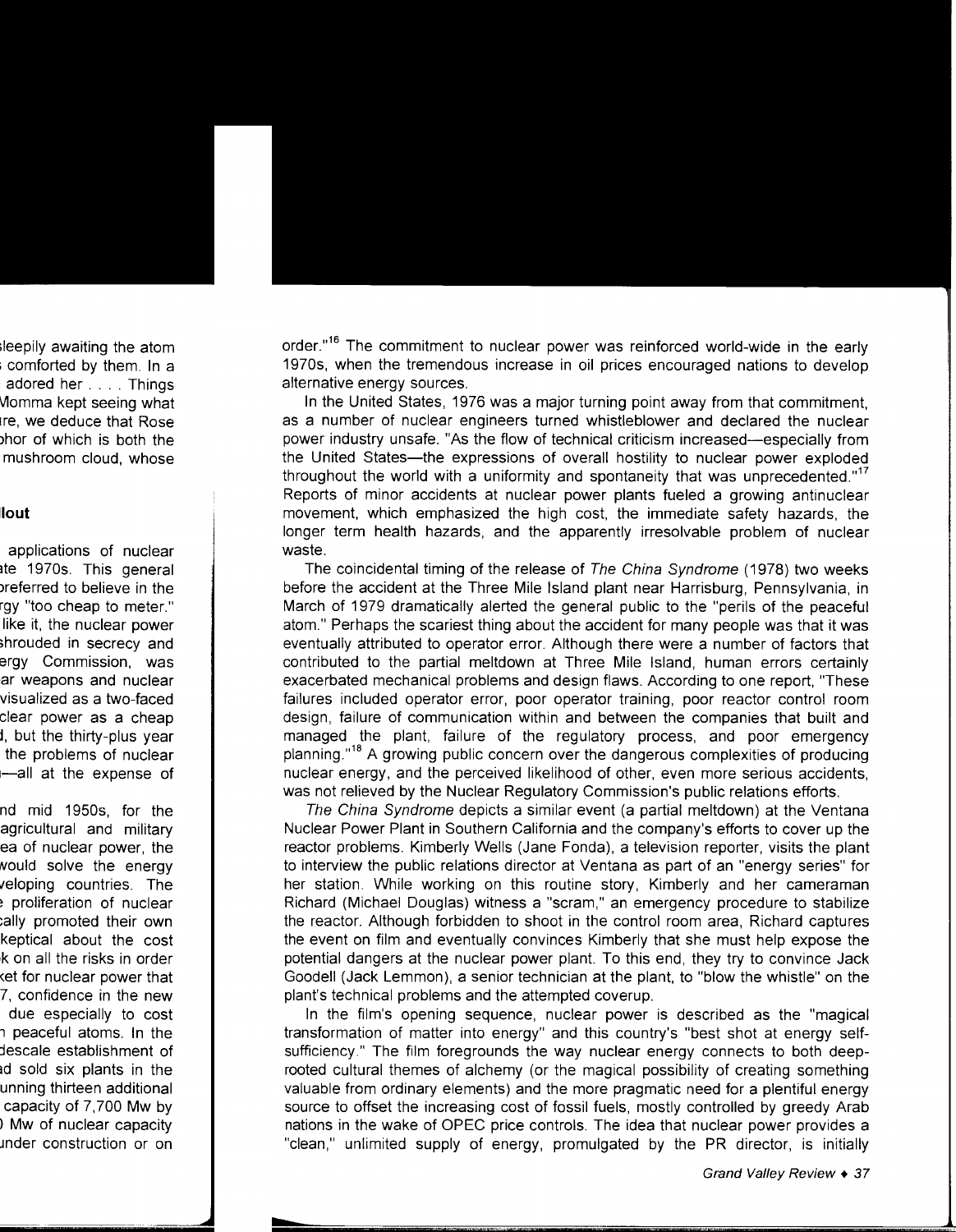order."[16] The commitment to nuclear power was reinforced world-wide in the early 1970s, when the tremendous increase in oil prices encouraged nations to develop alternative energy sources.

In the United States, 1976 was a major turning point away from that commitment, as a number of nuclear engineers turned whistleblower and declared the nuclear power industry unsafe. "As the flow of technical criticism increased—especially from the United States—the expressions of overall hostility to nuclear power exploded throughout the world with a uniformity and spontaneity that was unprecedented."[17] Reports of minor accidents at nuclear power plants fueled a growing antinuclear movement, which emphasized the high cost, the immediate safety hazards, the longer term health hazards, and the apparently irresolvable problem of nuclear waste.

The coincidental timing of the release of *The China Syndrome* (1978) two weeks before the accident at the Three Mile Island plant near Harrisburg, Pennsylvania, in March of 1979 dramatically alerted the general public to the "perils of the peaceful atom." Perhaps the scariest thing about the accident for many people was that it was eventually attributed to operator error. Although there were a number of factors that contributed to the partial meltdown at Three Mile Island, human errors certainly exacerbated mechanical problems and design flaws. According to one report, "These failures included operator error, poor operator training, poor reactor control room design, failure of communication within and between the companies that built and managed the plant, failure of the regulatory process, and poor emergency planning."[18] A growing public concern over the dangerous complexities of producing nuclear energy, and the perceived likelihood of other, even more serious accidents, was not relieved by the Nuclear Regulatory Commission's public relations efforts.

*The China Syndrome* depicts a similar event (a partial meltdown) at the Ventana Nuclear Power Plant in Southern California and the company's efforts to cover up the reactor problems. Kimberly Wells (Jane Fonda), a television reporter, visits the plant to interview the public relations director at Ventana as part of an "energy series" for her station. While working on this routine story, Kimberly and her cameraman Richard (Michael Douglas) witness a "scram," an emergency procedure to stabilize the reactor. Although forbidden to shoot in the control room area, Richard captures the event on film and eventually convinces Kimberly that she must help expose the potential dangers at the nuclear power plant. To this end, they try to convince Jack Goodell (Jack Lemmon), a senior technician at the plant, to "blow the whistle" on the plant's technical problems and the attempted coverup.

In the film's opening sequence, nuclear power is described as the "magical transformation of matter into energy" and this country's "best shot at energy self-sufficiency." The film foregrounds the way nuclear energy connects to both deep-rooted cultural themes of alchemy (or the magical possibility of creating something valuable from ordinary elements) and the more pragmatic need for a plentiful energy source to offset the increasing cost of fossil fuels, mostly controlled by greedy Arab nations in the wake of OPEC price controls. The idea that nuclear power provides a "clean," unlimited supply of energy, promulgated by the PR director, is initially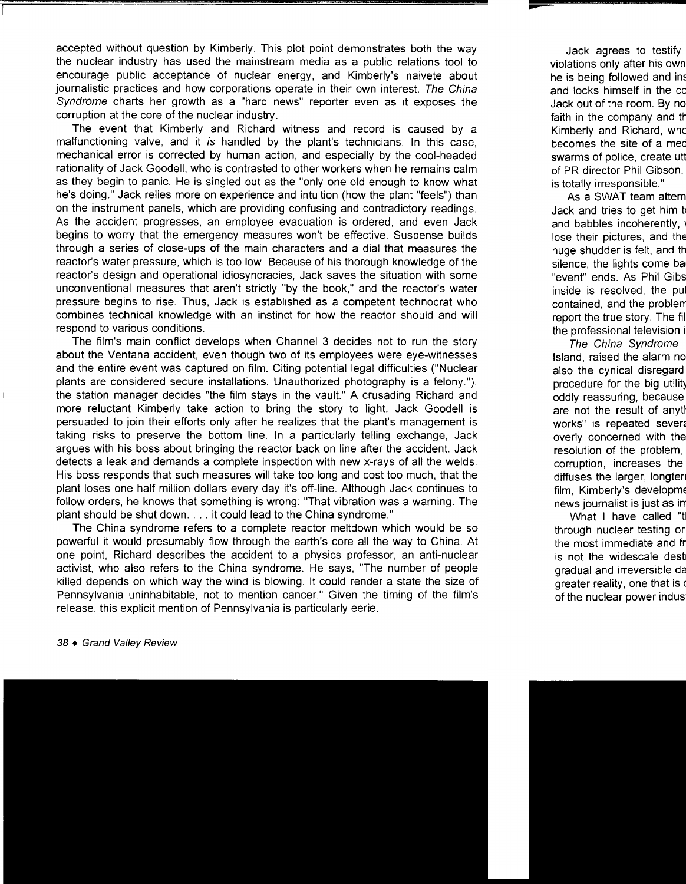accepted without question by Kimberly. This plot point demonstrates both the way the nuclear industry has used the mainstream media as a public relations tool to encourage public acceptance of nuclear energy, and Kimberly's naivete about journalistic practices and how corporations operate in their own interest. *The China Syndrome* charts her growth as a "hard news" reporter even as it exposes the corruption at the core of the nuclear industry.

The event that Kimberly and Richard witness and record is caused by a malfunctioning valve, and it *is* handled by the plant's technicians. In this case, mechanical error is corrected by human action, and especially by the cool-headed rationality of Jack Goodell, who is contrasted to other workers when he remains calm as they begin to panic. He is singled out as the "only one old enough to know what he's doing." Jack relies more on experience and intuition (how the plant "feels") than on the instrument panels, which are providing confusing and contradictory readings. As the accident progresses, an employee evacuation is ordered, and even Jack begins to worry that the emergency measures won't be effective. Suspense builds through a series of close-ups of the main characters and a dial that measures the reactor's water pressure, which is too low. Because of his thorough knowledge of the reactor's design and operational idiosyncracies, Jack saves the situation with some unconventional measures that aren't strictly "by the book," and the reactor's water pressure begins to rise. Thus, Jack is established as a competent technocrat who combines technical knowledge with an instinct for how the reactor should and will respond to various conditions.

The film's main conflict develops when Channel 3 decides not to run the story about the Ventana accident, even though two of its employees were eye-witnesses and the entire event was captured on film. Citing potential legal difficulties ("Nuclear plants are considered secure installations. Unauthorized photography is a felony."), the station manager decides "the film stays in the vault." A crusading Richard and more reluctant Kimberly take action to bring the story to light. Jack Goodell is persuaded to join their efforts only after he realizes that the plant's management is taking risks to preserve the bottom line. In a particularly telling exchange, Jack argues with his boss about bringing the reactor back on line after the accident. Jack detects a leak and demands a complete inspection with new x-rays of all the welds. His boss responds that such measures will take too long and cost too much, that the plant loses one half million dollars every day it's off-line. Although Jack continues to follow orders, he knows that something is wrong: "That vibration was a warning. The plant should be shut down. . . . it could lead to the China syndrome."

The China syndrome refers to a complete reactor meltdown which would be so powerful it would presumably flow through the earth's core all the way to China. At one point, Richard describes the accident to a physics professor, an anti-nuclear activist, who also refers to the China syndrome. He says, "The number of people killed depends on which way the wind is blowing. It could render a state the size of Pennsylvania uninhabitable, not to mention cancer." Given the timing of the film's release, this explicit mention of Pennsylvania is particularly eerie.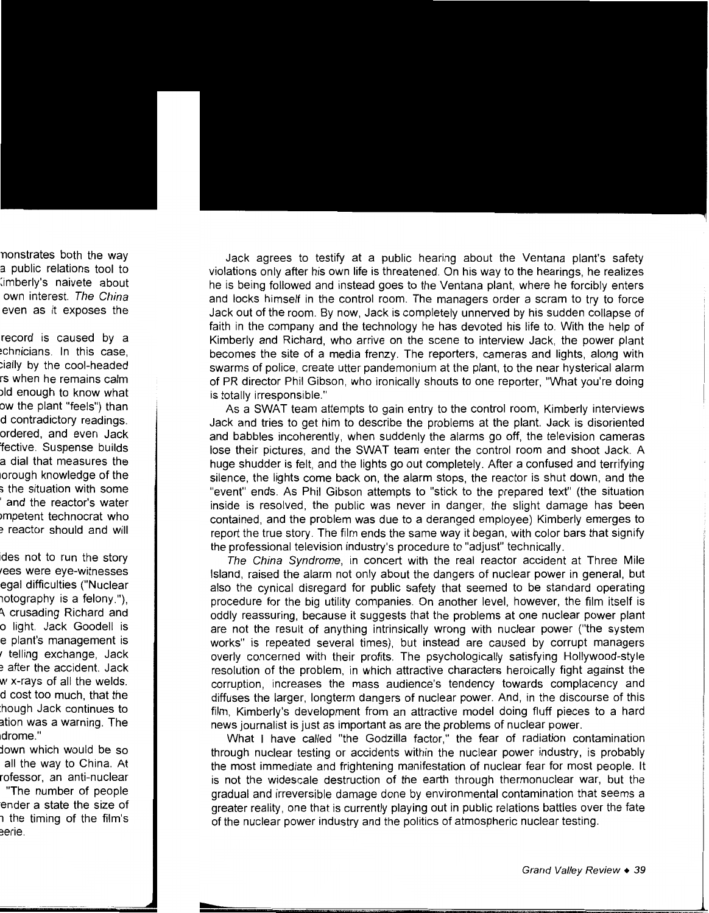Jack agrees to testify at a public hearing about the Ventana plant's safety violations only after his own life is threatened. On his way to the hearings, he realizes he is being followed and instead goes to the Ventana plant, where he forcibly enters and locks himself in the control room. The managers order a scram to try to force Jack out of the room. By now, Jack is completely unnerved by his sudden collapse of faith in the company and the technology he has devoted his life to. With the help of Kimberly and Richard, who arrive on the scene to interview Jack, the power plant becomes the site of a media frenzy. The reporters, cameras and lights, along with swarms of police, create utter pandemonium at the plant, to the near hysterical alarm of PR director Phil Gibson, who ironically shouts to one reporter, "What you're doing is totally irresponsible."

As a SWAT team attempts to gain entry to the control room, Kimberly interviews Jack and tries to get him to describe the problems at the plant. Jack is disoriented and babbles incoherently, when suddenly the alarms go off, the television cameras lose their pictures, and the SWAT team enter the control room and shoot Jack. A huge shudder is felt, and the lights go out completely. After a confused and terrifying silence, the lights come back on, the alarm stops, the reactor is shut down, and the "event" ends. As Phil Gibson attempts to "stick to the prepared text" (the situation inside is resolved, the public was never in danger, the slight damage has been contained, and the problem was due to a deranged employee) Kimberly emerges to report the true story. The film ends the same way it began, with color bars that signify the professional television industry's procedure to "adjust" technically.

*The China Syndrome*, in concert with the real reactor accident at Three Mile Island, raised the alarm not only about the dangers of nuclear power in general, but also the cynical disregard for public safety that seemed to be standard operating procedure for the big utility companies. On another level, however, the film itself is oddly reassuring, because it suggests that the problems at one nuclear power plant are not the result of anything intrinsically wrong with nuclear power ("the system works" is repeated several times), but instead are caused by corrupt managers overly concerned with their profits. The psychologically satisfying Hollywood-style resolution of the problem, in which attractive characters heroically fight against the corruption, increases the mass audience's tendency towards complacency and diffuses the larger, longterm dangers of nuclear power. And, in the discourse of this film, Kimberly's development from an attractive model doing fluff pieces to a hard news journalist is just as important as are the problems of nuclear power.

What I have called "the Godzilla factor," the fear of radiation contamination through nuclear testing or accidents within the nuclear power industry, is probably the most immediate and frightening manifestation of nuclear fear for most people. It is not the widescale destruction of the earth through thermonuclear war, but the gradual and irreversible damage done by environmental contamination that seems a greater reality, one that is currently playing out in public relations battles over the fate of the nuclear power industry and the politics of atmospheric nuclear testing.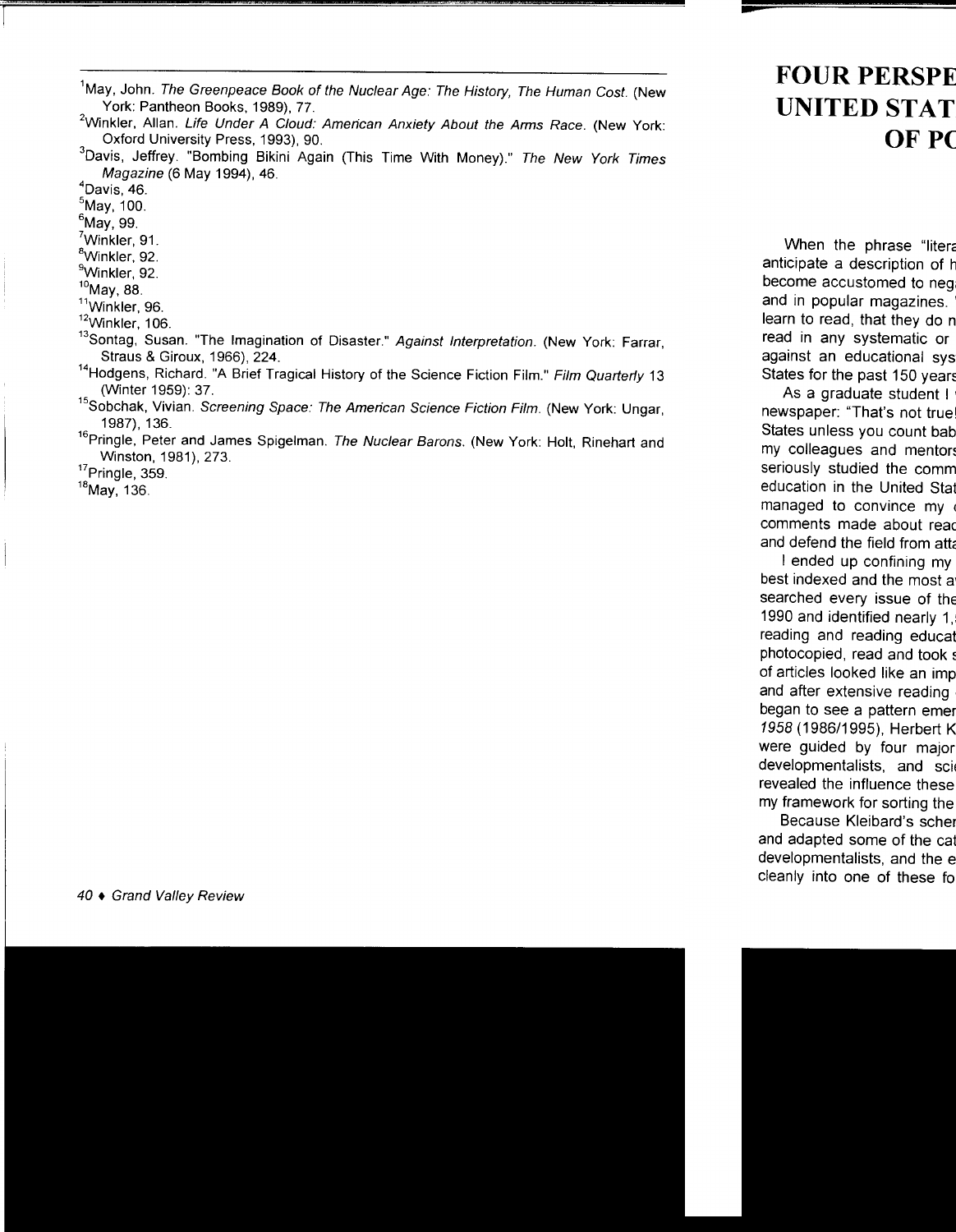[1]May, John. *The Greenpeace Book of the Nuclear Age: The History, The Human Cost.* (New York: Pantheon Books, 1989), 77.

[2]Winkler, Allan. *Life Under A Cloud: American Anxiety About the Arms Race.* (New York: Oxford University Press, 1993), 90.

[3]Davis, Jeffrey. "Bombing Bikini Again (This Time With Money)." *The New York Times Magazine* (6 May 1994), 46.

[4]Davis, 46.

[5]May, 100.

[6]May, 99.

[7]Winkler, 91.

[8]Winkler, 92.

[9]Winkler, 92.

[10]May, 88.

[11]Winkler, 96.

[12]Winkler, 106.

[13]Sontag, Susan. "The Imagination of Disaster." *Against Interpretation.* (New York: Farrar, Straus & Giroux, 1966), 224.

[14]Hodgens, Richard. "A Brief Tragical History of the Science Fiction Film." *Film Quarterly* 13 (Winter 1959): 37.

[15]Sobchak, Vivian. *Screening Space: The American Science Fiction Film.* (New York: Ungar, 1987), 136.

[16]Pringle, Peter and James Spigelman. *The Nuclear Barons.* (New York: Holt, Rinehart and Winston, 1981), 273.

[17]Pringle, 359.

[18]May, 136.

# FOUR PERSPE UNITED STAT OF PC

When the phrase "litera anticipate a description of h become accustomed to neg and in popular magazines. learn to read, that they do n read in any systematic or against an educational sys States for the past 150 years

As a graduate student I newspaper: "That's not true! States unless you count bab my colleagues and mentors seriously studied the comm education in the United Stat managed to convince my comments made about reac and defend the field from atta

I ended up confining my best indexed and the most a searched every issue of the 1990 and identified nearly 1, reading and reading educat photocopied, read and took s of articles looked like an imp and after extensive reading began to see a pattern emer *1958* (1986/1995), Herbert K were guided by four major developmentalists, and sci revealed the influence these my framework for sorting the

Because Kleibard's scher and adapted some of the cat developmentalists, and the e cleanly into one of these fo